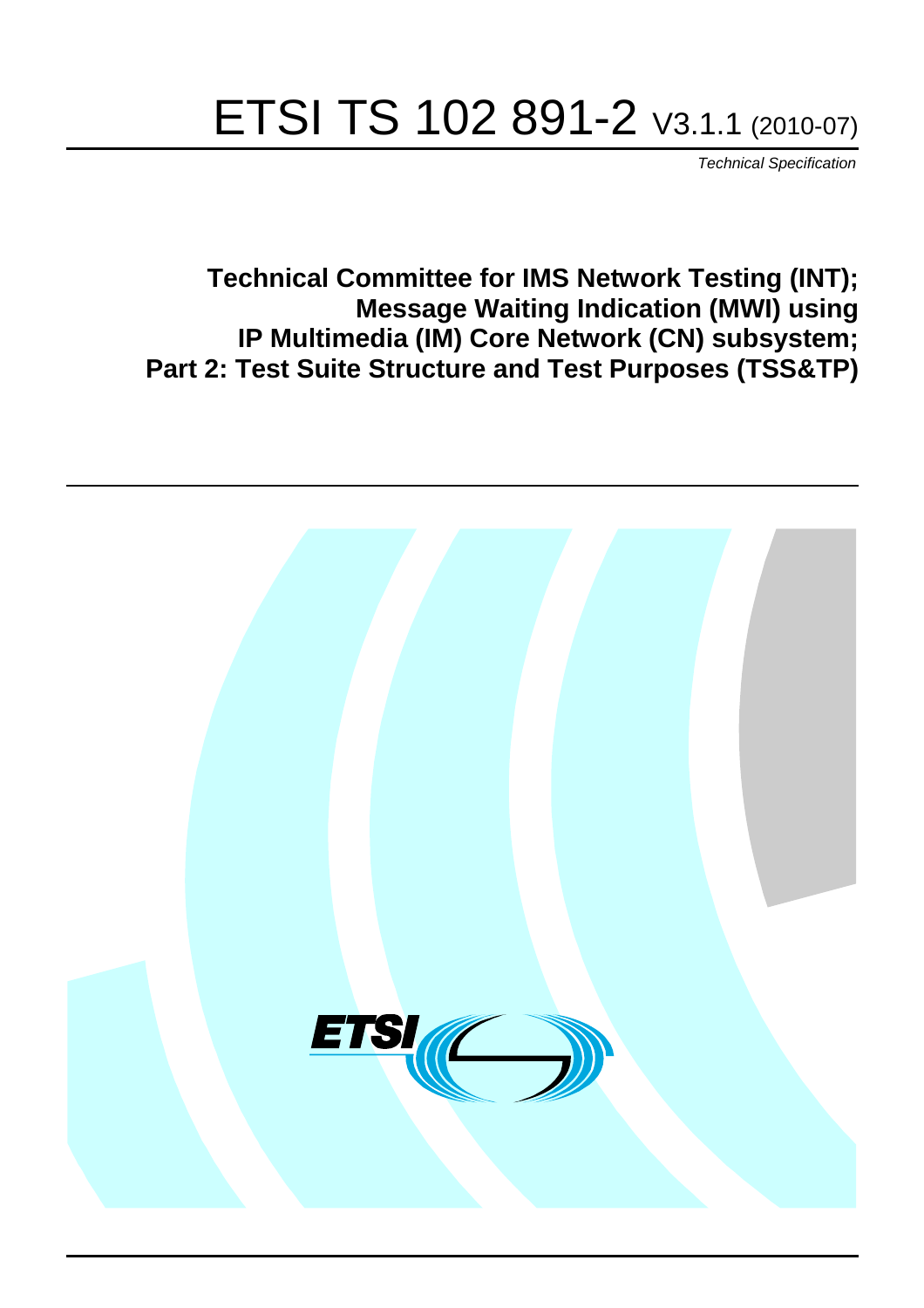# ETSI TS 102 891-2 V3.1.1 (2010-07)

*Technical Specification*

## Technical Committee for IMS Network Testing (INT); Message Waiting Indication (MWI) using IP Multimedia (IM) Core Network (CN) subsystem; Part 2: Test Suite Structure and Test Purposes (TSS&TP)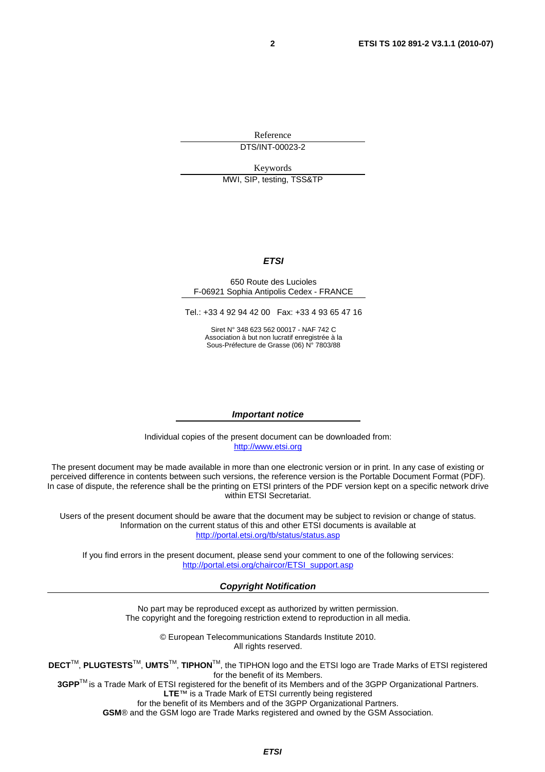Reference

DTS/INT-00023-2

Keywords

MWI, SIP, testing, TSS&TP

***ETSI***

650 Route des Lucioles
F-06921 Sophia Antipolis Cedex - FRANCE

Tel.: +33 4 92 94 42 00 Fax: +33 4 93 65 47 16

Siret N° 348 623 562 00017 - NAF 742 C
Association à but non lucratif enregistrée à la
Sous-Préfecture de Grasse (06) N° 7803/88

***Important notice***

Individual copies of the present document can be downloaded from:
http://www.etsi.org

The present document may be made available in more than one electronic version or in print. In any case of existing or perceived difference in contents between such versions, the reference version is the Portable Document Format (PDF). In case of dispute, the reference shall be the printing on ETSI printers of the PDF version kept on a specific network drive within ETSI Secretariat.

Users of the present document should be aware that the document may be subject to revision or change of status. Information on the current status of this and other ETSI documents is available at
http://portal.etsi.org/tb/status/status.asp

If you find errors in the present document, please send your comment to one of the following services:
http://portal.etsi.org/chaircor/ETSI_support.asp

***Copyright Notification***

No part may be reproduced except as authorized by written permission.
The copyright and the foregoing restriction extend to reproduction in all media.

© European Telecommunications Standards Institute 2010.
All rights reserved.

**DECT**™, **PLUGTESTS**™, **UMTS**™, **TIPHON**™, the TIPHON logo and the ETSI logo are Trade Marks of ETSI registered for the benefit of its Members.
**3GPP**™ is a Trade Mark of ETSI registered for the benefit of its Members and of the 3GPP Organizational Partners.
**LTE**™ is a Trade Mark of ETSI currently being registered
for the benefit of its Members and of the 3GPP Organizational Partners.
**GSM**® and the GSM logo are Trade Marks registered and owned by the GSM Association.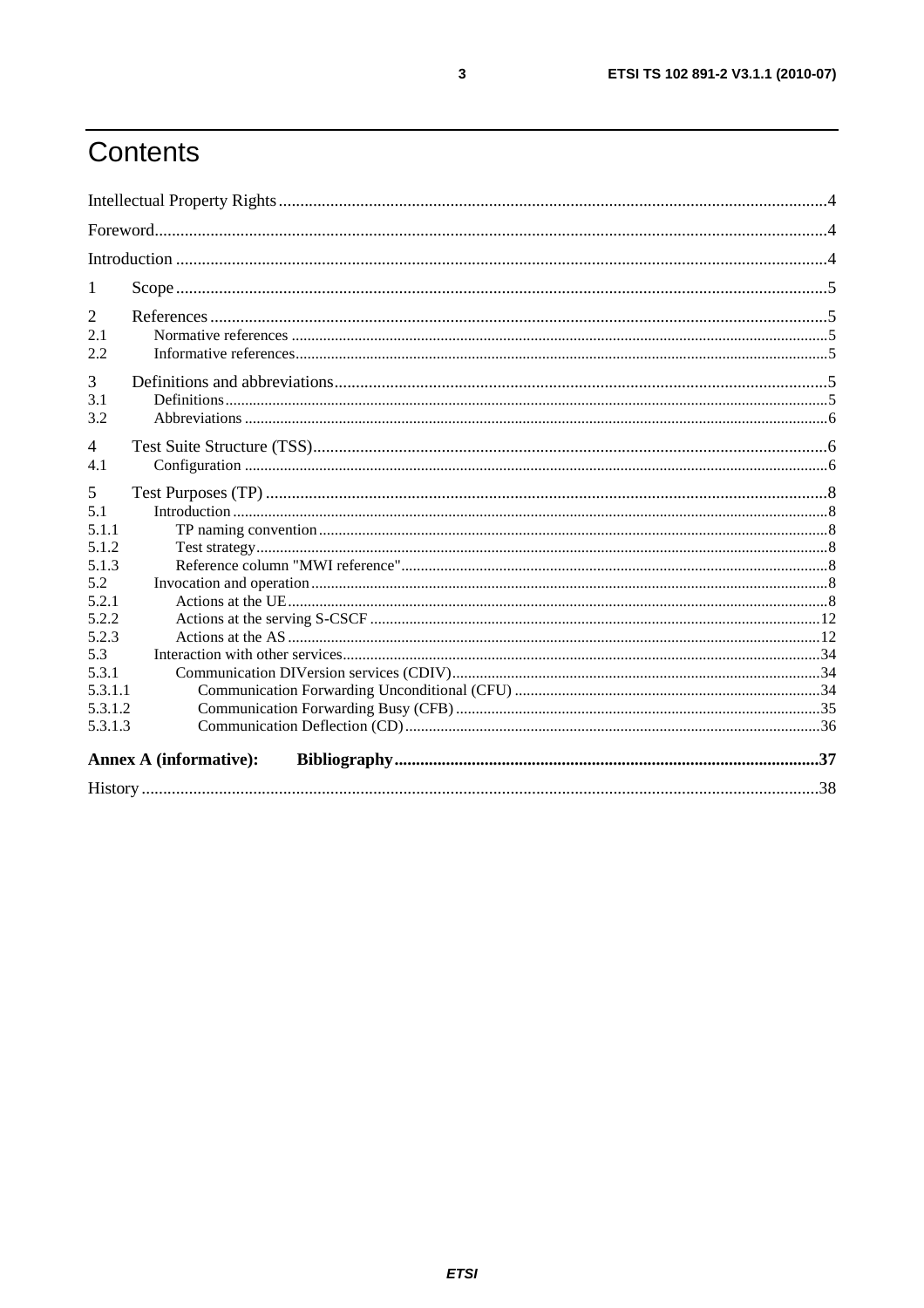# Contents

Intellectual Property Rights....4
Foreword....4
Introduction....4
1 Scope....5
2 References....5
2.1 Normative references....5
2.2 Informative references....5
3 Definitions and abbreviations....5
3.1 Definitions....5
3.2 Abbreviations....6
4 Test Suite Structure (TSS)....6
4.1 Configuration....6
5 Test Purposes (TP)....8
5.1 Introduction....8
5.1.1 TP naming convention....8
5.1.2 Test strategy....8
5.1.3 Reference column "MWI reference"....8
5.2 Invocation and operation....8
5.2.1 Actions at the UE....8
5.2.2 Actions at the serving S-CSCF....12
5.2.3 Actions at the AS....12
5.3 Interaction with other services....34
5.3.1 Communication DIVersion services (CDIV)....34
5.3.1.1 Communication Forwarding Unconditional (CFU)....34
5.3.1.2 Communication Forwarding Busy (CFB)....35
5.3.1.3 Communication Deflection (CD)....36
**Annex A (informative): Bibliography....37**
History....38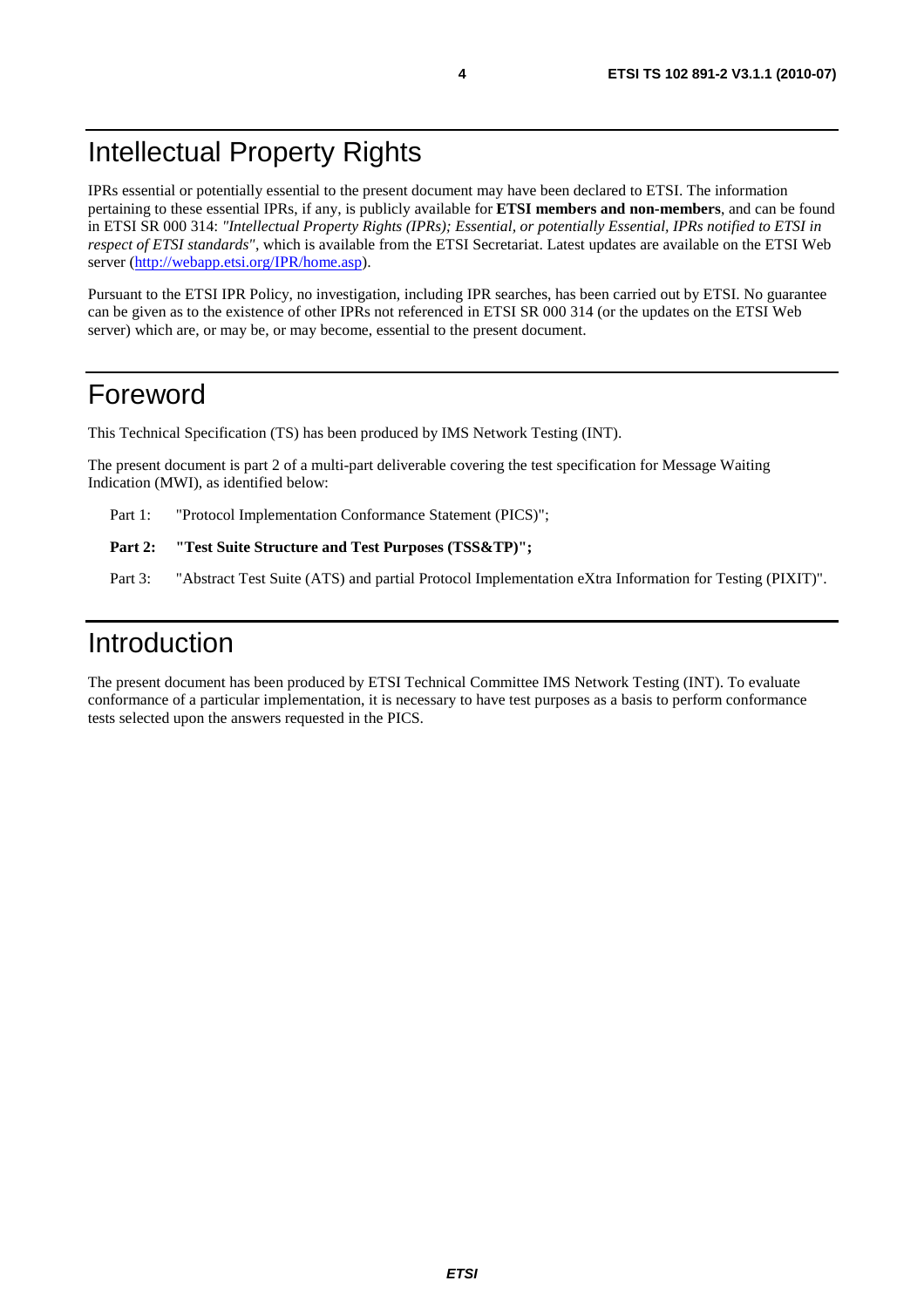# Intellectual Property Rights

IPRs essential or potentially essential to the present document may have been declared to ETSI. The information pertaining to these essential IPRs, if any, is publicly available for **ETSI members and non-members**, and can be found in ETSI SR 000 314: *"Intellectual Property Rights (IPRs); Essential, or potentially Essential, IPRs notified to ETSI in respect of ETSI standards"*, which is available from the ETSI Secretariat. Latest updates are available on the ETSI Web server (http://webapp.etsi.org/IPR/home.asp).

Pursuant to the ETSI IPR Policy, no investigation, including IPR searches, has been carried out by ETSI. No guarantee can be given as to the existence of other IPRs not referenced in ETSI SR 000 314 (or the updates on the ETSI Web server) which are, or may be, or may become, essential to the present document.

# Foreword

This Technical Specification (TS) has been produced by IMS Network Testing (INT).

The present document is part 2 of a multi-part deliverable covering the test specification for Message Waiting Indication (MWI), as identified below:

Part 1: "Protocol Implementation Conformance Statement (PICS)";

**Part 2: "Test Suite Structure and Test Purposes (TSS&TP)";**

Part 3: "Abstract Test Suite (ATS) and partial Protocol Implementation eXtra Information for Testing (PIXIT)".

# Introduction

The present document has been produced by ETSI Technical Committee IMS Network Testing (INT). To evaluate conformance of a particular implementation, it is necessary to have test purposes as a basis to perform conformance tests selected upon the answers requested in the PICS.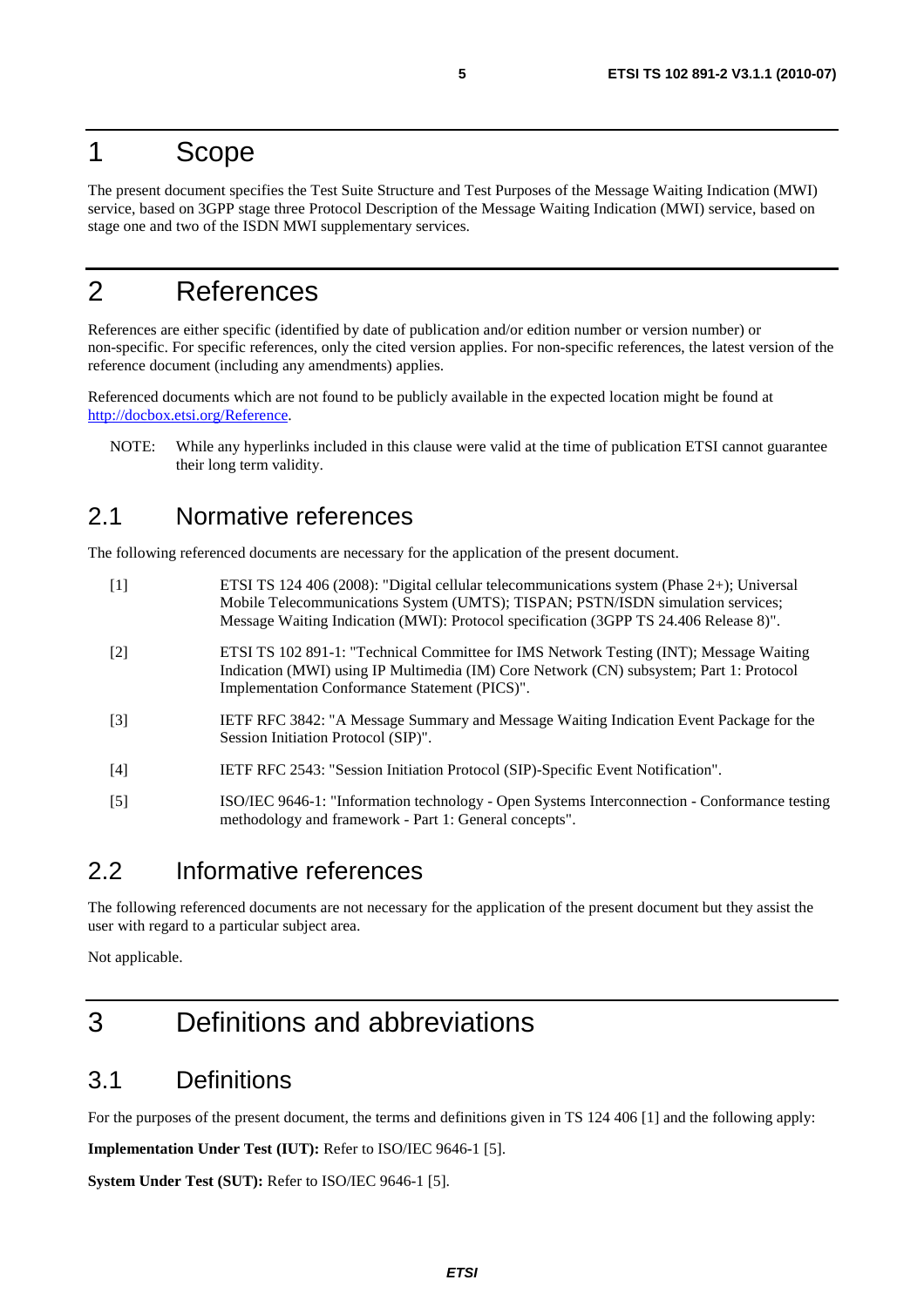# 1 Scope

The present document specifies the Test Suite Structure and Test Purposes of the Message Waiting Indication (MWI) service, based on 3GPP stage three Protocol Description of the Message Waiting Indication (MWI) service, based on stage one and two of the ISDN MWI supplementary services.

# 2 References

References are either specific (identified by date of publication and/or edition number or version number) or non-specific. For specific references, only the cited version applies. For non-specific references, the latest version of the reference document (including any amendments) applies.

Referenced documents which are not found to be publicly available in the expected location might be found at http://docbox.etsi.org/Reference.

NOTE: While any hyperlinks included in this clause were valid at the time of publication ETSI cannot guarantee their long term validity.

## 2.1 Normative references

The following referenced documents are necessary for the application of the present document.

[1] ETSI TS 124 406 (2008): "Digital cellular telecommunications system (Phase 2+); Universal Mobile Telecommunications System (UMTS); TISPAN; PSTN/ISDN simulation services; Message Waiting Indication (MWI): Protocol specification (3GPP TS 24.406 Release 8)".

[2] ETSI TS 102 891-1: "Technical Committee for IMS Network Testing (INT); Message Waiting Indication (MWI) using IP Multimedia (IM) Core Network (CN) subsystem; Part 1: Protocol Implementation Conformance Statement (PICS)".

[3] IETF RFC 3842: "A Message Summary and Message Waiting Indication Event Package for the Session Initiation Protocol (SIP)".

[4] IETF RFC 2543: "Session Initiation Protocol (SIP)-Specific Event Notification".

[5] ISO/IEC 9646-1: "Information technology - Open Systems Interconnection - Conformance testing methodology and framework - Part 1: General concepts".

## 2.2 Informative references

The following referenced documents are not necessary for the application of the present document but they assist the user with regard to a particular subject area.

Not applicable.

# 3 Definitions and abbreviations

## 3.1 Definitions

For the purposes of the present document, the terms and definitions given in TS 124 406 [1] and the following apply:

**Implementation Under Test (IUT):** Refer to ISO/IEC 9646-1 [5].

**System Under Test (SUT):** Refer to ISO/IEC 9646-1 [5].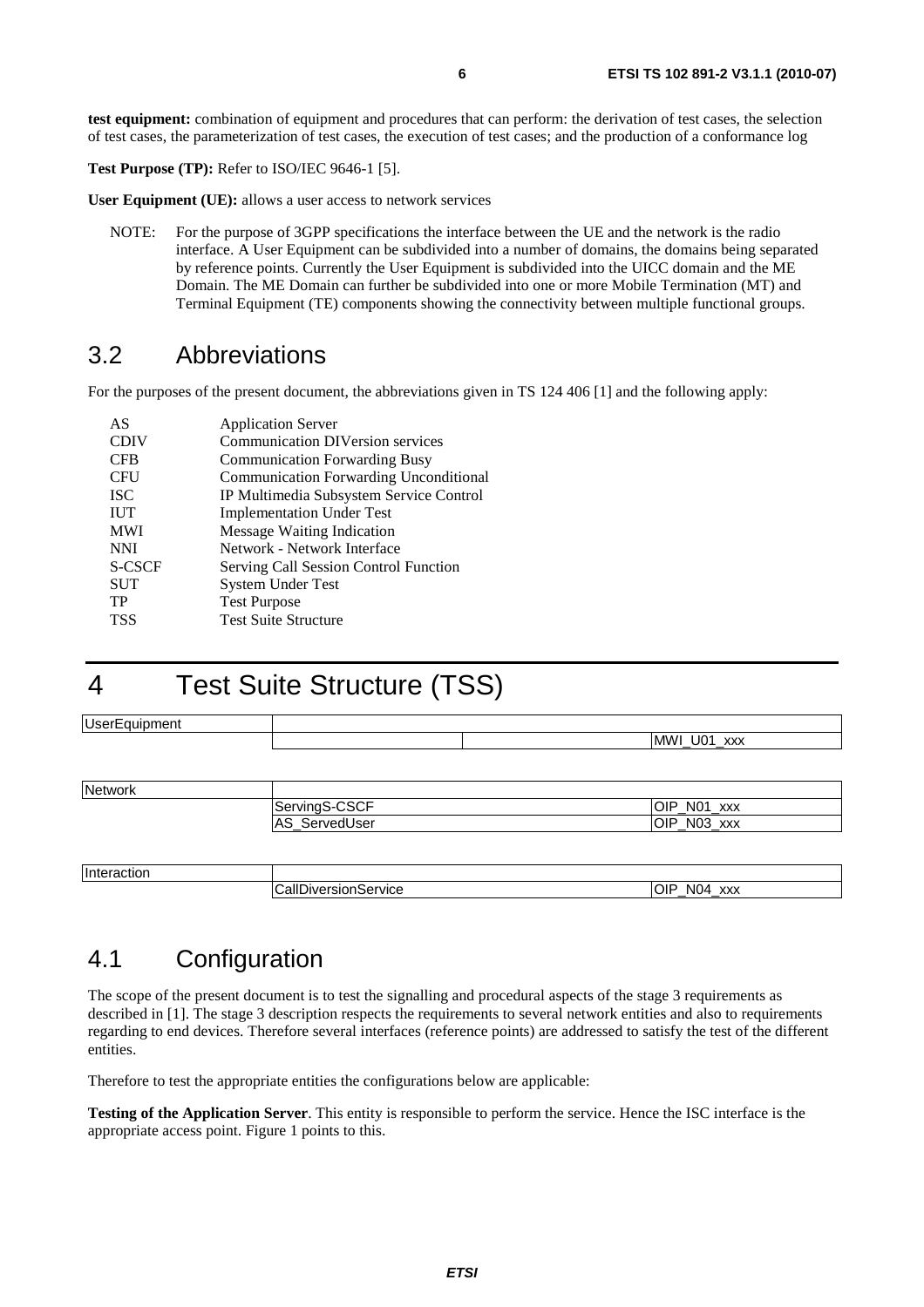**test equipment:** combination of equipment and procedures that can perform: the derivation of test cases, the selection of test cases, the parameterization of test cases, the execution of test cases; and the production of a conformance log

**Test Purpose (TP):** Refer to ISO/IEC 9646-1 [5].

**User Equipment (UE):** allows a user access to network services

NOTE: For the purpose of 3GPP specifications the interface between the UE and the network is the radio interface. A User Equipment can be subdivided into a number of domains, the domains being separated by reference points. Currently the User Equipment is subdivided into the UICC domain and the ME Domain. The ME Domain can further be subdivided into one or more Mobile Termination (MT) and Terminal Equipment (TE) components showing the connectivity between multiple functional groups.

## 3.2 Abbreviations

For the purposes of the present document, the abbreviations given in TS 124 406 [1] and the following apply:

| | |
|---|---|
| AS | Application Server |
| CDIV | Communication DIVersion services |
| CFB | Communication Forwarding Busy |
| CFU | Communication Forwarding Unconditional |
| ISC | IP Multimedia Subsystem Service Control |
| IUT | Implementation Under Test |
| MWI | Message Waiting Indication |
| NNI | Network - Network Interface |
| S-CSCF | Serving Call Session Control Function |
| SUT | System Under Test |
| TP | Test Purpose |
| TSS | Test Suite Structure |

# 4 Test Suite Structure (TSS)

| | | | |
|---|---|---|---|
| UserEquipment | | | |
| | | | MWI_U01_xxx |

| | | |
|---|---|---|
| Network | | |
| | ServingS-CSCF | OIP_N01_xxx |
| | AS_ServedUser | OIP_N03_xxx |

| | | |
|---|---|---|
| Interaction | | |
| | CallDiversionService | OIP_N04_xxx |

## 4.1 Configuration

The scope of the present document is to test the signalling and procedural aspects of the stage 3 requirements as described in [1]. The stage 3 description respects the requirements to several network entities and also to requirements regarding to end devices. Therefore several interfaces (reference points) are addressed to satisfy the test of the different entities.

Therefore to test the appropriate entities the configurations below are applicable:

**Testing of the Application Server**. This entity is responsible to perform the service. Hence the ISC interface is the appropriate access point. Figure 1 points to this.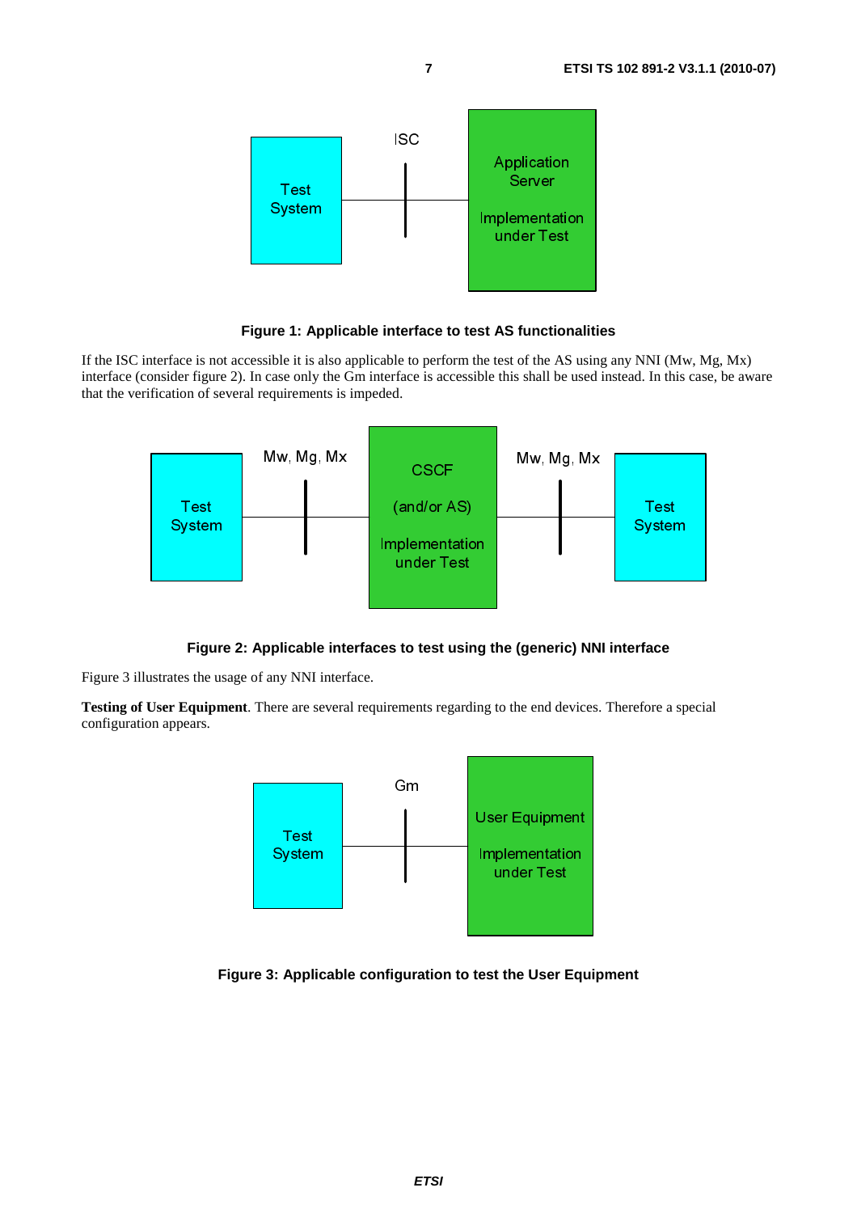**Figure 1: Applicable interface to test AS functionalities**

If the ISC interface is not accessible it is also applicable to perform the test of the AS using any NNI (Mw, Mg, Mx) interface (consider figure 2). In case only the Gm interface is accessible this shall be used instead. In this case, be aware that the verification of several requirements is impeded.

**Figure 2: Applicable interfaces to test using the (generic) NNI interface**

Figure 3 illustrates the usage of any NNI interface.

**Testing of User Equipment**. There are several requirements regarding to the end devices. Therefore a special configuration appears.

**Figure 3: Applicable configuration to test the User Equipment**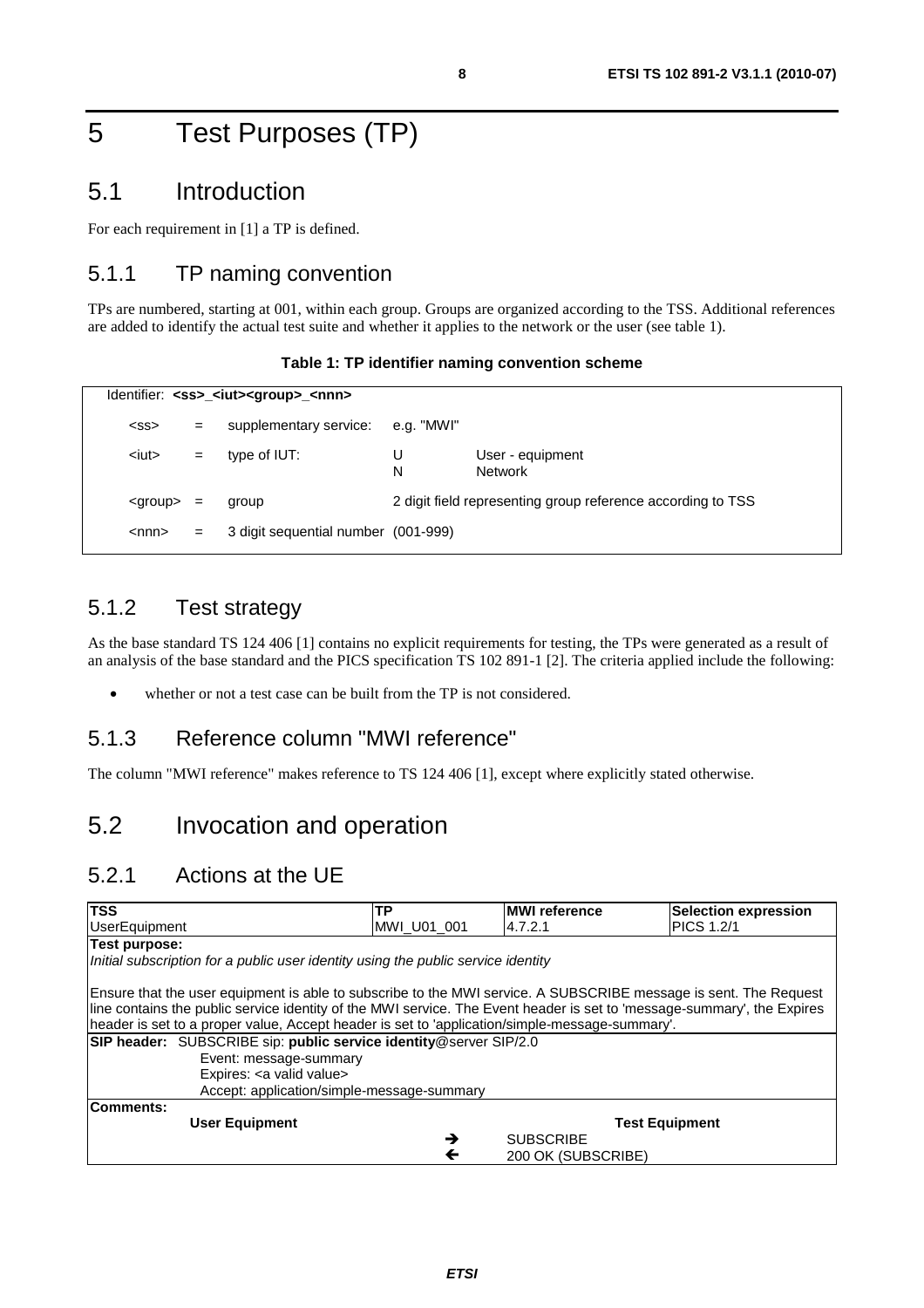# 5 Test Purposes (TP)

## 5.1 Introduction

For each requirement in [1] a TP is defined.

### 5.1.1 TP naming convention

TPs are numbered, starting at 001, within each group. Groups are organized according to the TSS. Additional references are added to identify the actual test suite and whether it applies to the network or the user (see table 1).

**Table 1: TP identifier naming convention scheme**

| Identifier: **<ss>_<iut><group>_<nnn>** | | | | |
|---|---|---|---|---|
| <ss> | = | supplementary service: | e.g. "MWI" | |
| <iut> | = | type of IUT: | U<br>N | User - equipment<br>Network |
| <group> | = | group | 2 digit field representing group reference according to TSS | |
| <nnn> | = | 3 digit sequential number | (001-999) | |

### 5.1.2 Test strategy

As the base standard TS 124 406 [1] contains no explicit requirements for testing, the TPs were generated as a result of an analysis of the base standard and the PICS specification TS 102 891-1 [2]. The criteria applied include the following:

- whether or not a test case can be built from the TP is not considered.

### 5.1.3 Reference column "MWI reference"

The column "MWI reference" makes reference to TS 124 406 [1], except where explicitly stated otherwise.

## 5.2 Invocation and operation

### 5.2.1 Actions at the UE

| **TSS** | **TP** | **MWI reference** | **Selection expression** |
|---|---|---|---|
| UserEquipment | MWI_U01_001 | 4.7.2.1 | PICS 1.2/1 |
| **Test purpose:**<br>*Initial subscription for a public user identity using the public service identity*<br><br>Ensure that the user equipment is able to subscribe to the MWI service. A SUBSCRIBE message is sent. The Request line contains the public service identity of the MWI service. The Event header is set to 'message-summary', the Expires header is set to a proper value, Accept header is set to 'application/simple-message-summary'. | | | |
| **SIP header:** SUBSCRIBE sip: **public service identity**@server SIP/2.0<br>Event: message-summary<br>Expires: <a valid value><br>Accept: application/simple-message-summary | | | |
| **Comments:** | | | |
| **User Equipment** | | **Test Equipment** | |
| | → | SUBSCRIBE | |
| | ← | 200 OK (SUBSCRIBE) | |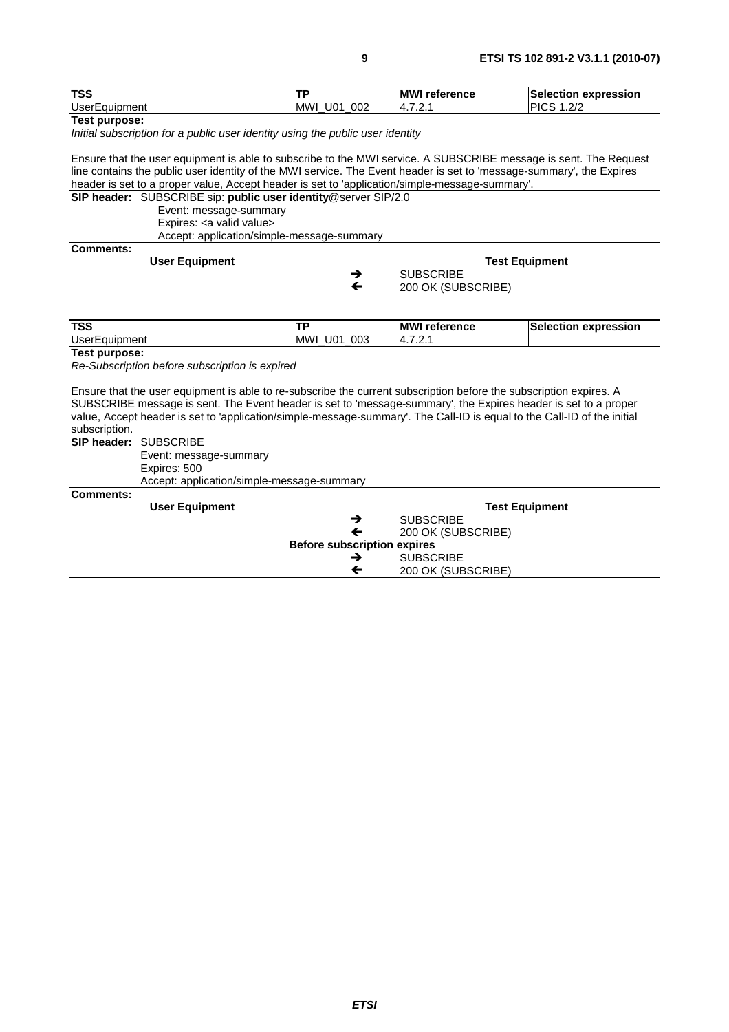| TSS | TP | MWI reference | Selection expression |
|---|---|---|---|
| UserEquipment | MWI_U01_002 | 4.7.2.1 | PICS 1.2/2 |
| **Test purpose:** *Initial subscription for a public user identity using the public user identity* Ensure that the user equipment is able to subscribe to the MWI service. A SUBSCRIBE message is sent. The Request line contains the public user identity of the MWI service. The Event header is set to 'message-summary', the Expires header is set to a proper value, Accept header is set to 'application/simple-message-summary'. | | | |
| **SIP header:** SUBSCRIBE sip: **public user identity**@server SIP/2.0 Event: message-summary Expires: <a valid value> Accept: application/simple-message-summary | | | |
| **Comments:** | | | |
| **User Equipment** | | **Test Equipment** | |
| | → | SUBSCRIBE | |
| | ← | 200 OK (SUBSCRIBE) | |

| TSS | TP | MWI reference | Selection expression |
|---|---|---|---|
| UserEquipment | MWI_U01_003 | 4.7.2.1 | |
| **Test purpose:** *Re-Subscription before subscription is expired* Ensure that the user equipment is able to re-subscribe the current subscription before the subscription expires. A SUBSCRIBE message is sent. The Event header is set to 'message-summary', the Expires header is set to a proper value, Accept header is set to 'application/simple-message-summary'. The Call-ID is equal to the Call-ID of the initial subscription. | | | |
| **SIP header:** SUBSCRIBE Event: message-summary Expires: 500 Accept: application/simple-message-summary | | | |
| **Comments:** | | | |
| **User Equipment** | | **Test Equipment** | |
| | → | SUBSCRIBE | |
| | ← | 200 OK (SUBSCRIBE) | |
| | **Before subscription expires** | | |
| | → | SUBSCRIBE | |
| | ← | 200 OK (SUBSCRIBE) | |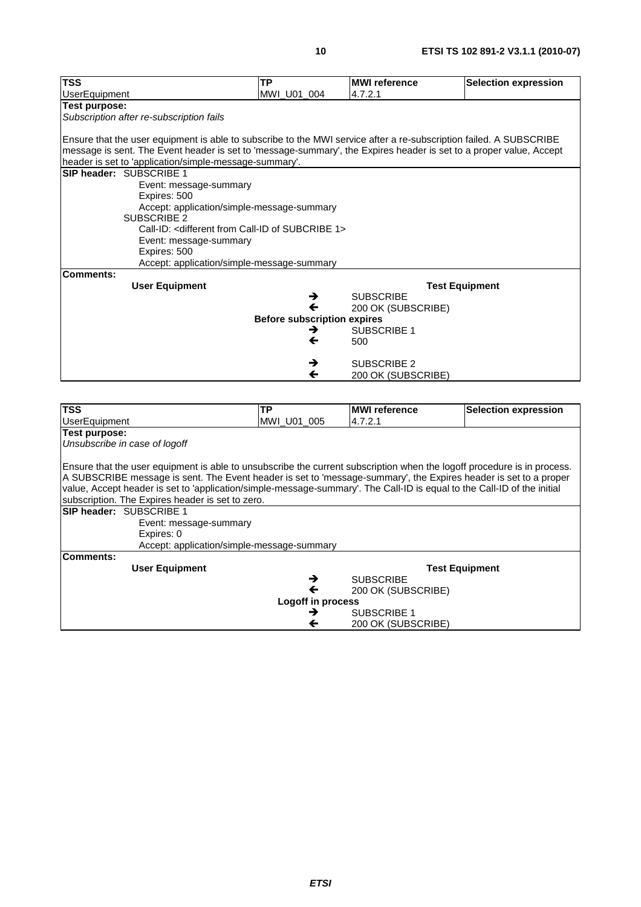| TSS | TP | MWI reference | Selection expression |
|---|---|---|---|
| UserEquipment | MWI_U01_004 | 4.7.2.1 | |
| **Test purpose:**<br>*Subscription after re-subscription fails*<br><br>Ensure that the user equipment is able to subscribe to the MWI service after a re-subscription failed. A SUBSCRIBE message is sent. The Event header is set to 'message-summary', the Expires header is set to a proper value, Accept header is set to 'application/simple-message-summary'. | | | |
| **SIP header:** SUBSCRIBE 1<br>Event: message-summary<br>Expires: 500<br>Accept: application/simple-message-summary<br>SUBSCRIBE 2<br>Call-ID: <different from Call-ID of SUBCRIBE 1><br>Event: message-summary<br>Expires: 500<br>Accept: application/simple-message-summary | | | |
| **Comments:** | | | |
| **User Equipment** | | **Test Equipment** | |
| | → | SUBSCRIBE | |
| | ← | 200 OK (SUBSCRIBE) | |
| | **Before subscription expires** | | |
| | → | SUBSCRIBE 1 | |
| | ← | 500 | |
| | → | SUBSCRIBE 2 | |
| | ← | 200 OK (SUBSCRIBE) | |

| TSS | TP | MWI reference | Selection expression |
|---|---|---|---|
| UserEquipment | MWI_U01_005 | 4.7.2.1 | |
| **Test purpose:**<br>*Unsubscribe in case of logoff*<br><br>Ensure that the user equipment is able to unsubscribe the current subscription when the logoff procedure is in process. A SUBSCRIBE message is sent. The Event header is set to 'message-summary', the Expires header is set to a proper value, Accept header is set to 'application/simple-message-summary'. The Call-ID is equal to the Call-ID of the initial subscription. The Expires header is set to zero. | | | |
| **SIP header:** SUBSCRIBE 1<br>Event: message-summary<br>Expires: 0<br>Accept: application/simple-message-summary | | | |
| **Comments:** | | | |
| **User Equipment** | | **Test Equipment** | |
| | → | SUBSCRIBE | |
| | ← | 200 OK (SUBSCRIBE) | |
| | **Logoff in process** | | |
| | → | SUBSCRIBE 1 | |
| | ← | 200 OK (SUBSCRIBE) | |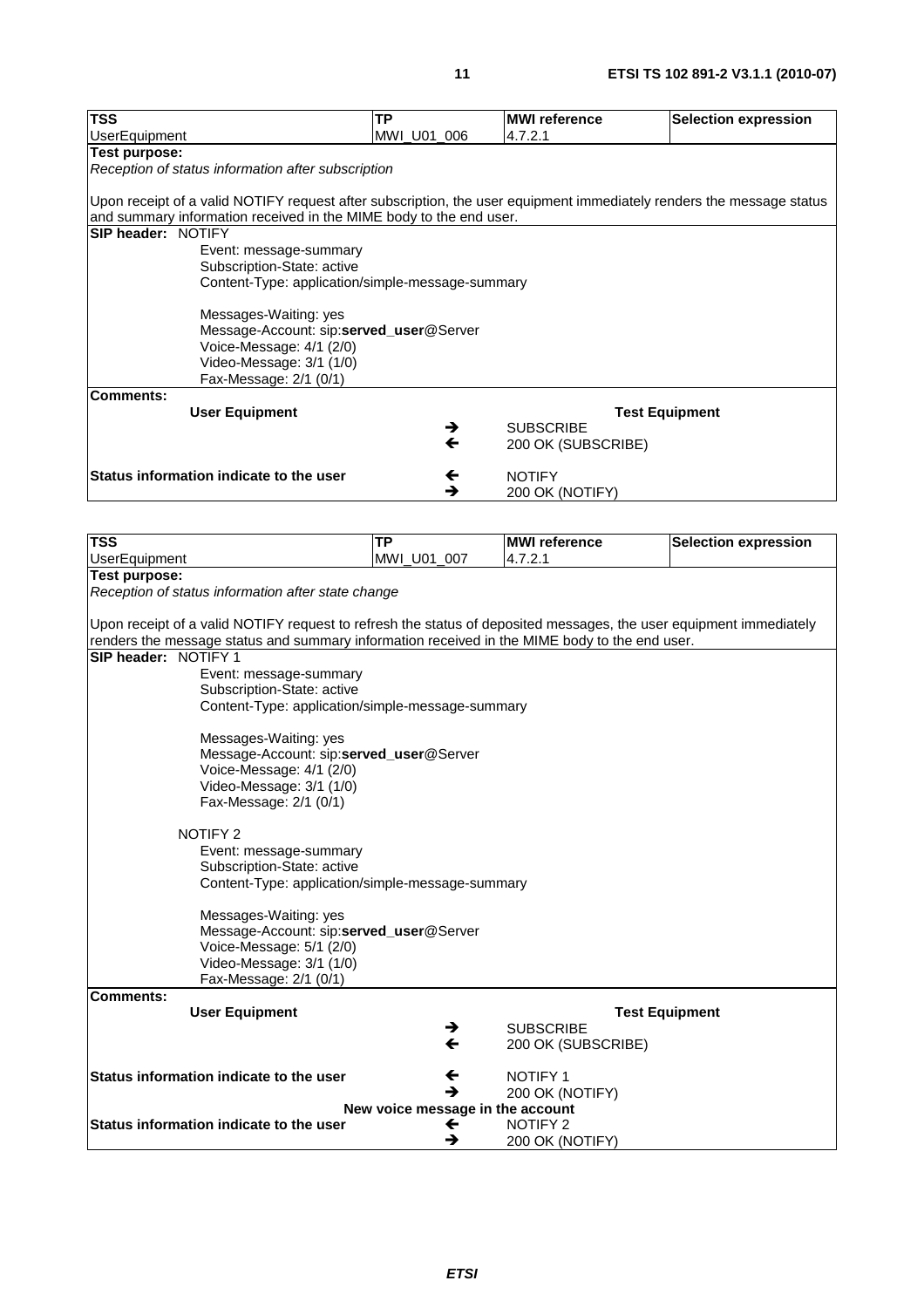| TSS | TP | MWI reference | Selection expression |
|---|---|---|---|
| UserEquipment | MWI_U01_006 | 4.7.2.1 | |

**Test purpose:**

*Reception of status information after subscription*

Upon receipt of a valid NOTIFY request after subscription, the user equipment immediately renders the message status and summary information received in the MIME body to the end user.

**SIP header:** NOTIFY

```
Event: message-summary
Subscription-State: active
Content-Type: application/simple-message-summary

Messages-Waiting: yes
Message-Account: sip:served_user@Server
Voice-Message: 4/1 (2/0)
Video-Message: 3/1 (1/0)
Fax-Message: 2/1 (0/1)
```

**Comments:**

| User Equipment | | Test Equipment |
|---|---|---|
| | → | SUBSCRIBE |
| | ← | 200 OK (SUBSCRIBE) |
| **Status information indicate to the user** | ← | NOTIFY |
| | → | 200 OK (NOTIFY) |

| TSS | TP | MWI reference | Selection expression |
|---|---|---|---|
| UserEquipment | MWI_U01_007 | 4.7.2.1 | |

**Test purpose:**

*Reception of status information after state change*

Upon receipt of a valid NOTIFY request to refresh the status of deposited messages, the user equipment immediately renders the message status and summary information received in the MIME body to the end user.

**SIP header:** NOTIFY 1

```
Event: message-summary
Subscription-State: active
Content-Type: application/simple-message-summary

Messages-Waiting: yes
Message-Account: sip:served_user@Server
Voice-Message: 4/1 (2/0)
Video-Message: 3/1 (1/0)
Fax-Message: 2/1 (0/1)
```

NOTIFY 2

```
Event: message-summary
Subscription-State: active
Content-Type: application/simple-message-summary

Messages-Waiting: yes
Message-Account: sip:served_user@Server
Voice-Message: 5/1 (2/0)
Video-Message: 3/1 (1/0)
Fax-Message: 2/1 (0/1)
```

**Comments:**

| User Equipment | | Test Equipment |
|---|---|---|
| | → | SUBSCRIBE |
| | ← | 200 OK (SUBSCRIBE) |
| **Status information indicate to the user** | ← | NOTIFY 1 |
| | → | 200 OK (NOTIFY) |
| | **New voice message in the account** | |
| **Status information indicate to the user** | ← | NOTIFY 2 |
| | → | 200 OK (NOTIFY) |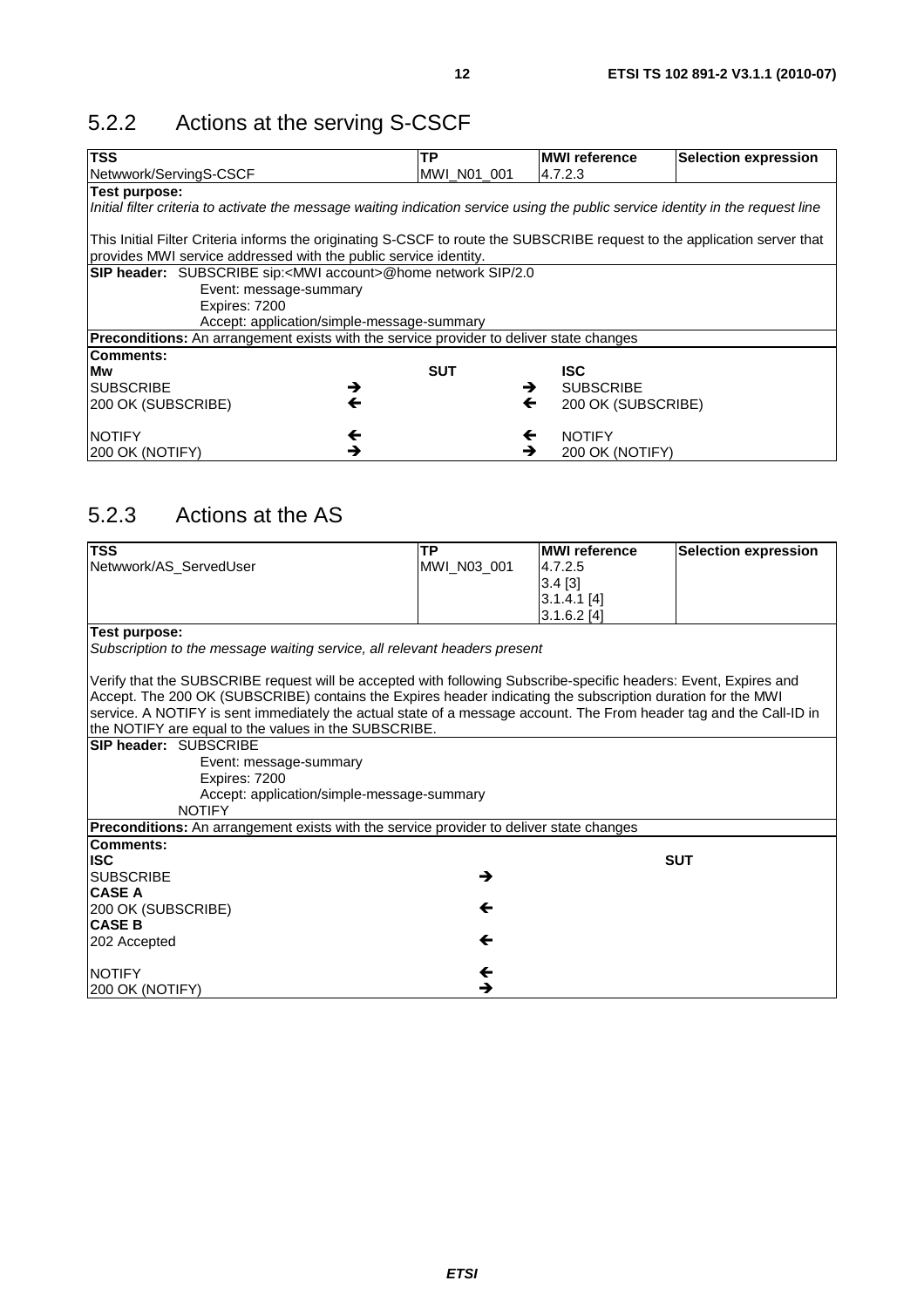## 5.2.2 Actions at the serving S-CSCF

| TSS | TP | MWI reference | Selection expression |
|---|---|---|---|
| Netwwork/ServingS-CSCF | MWI_N01_001 | 4.7.2.3 | |
| **Test purpose:**<br>*Initial filter criteria to activate the message waiting indication service using the public service identity in the request line*<br><br>This Initial Filter Criteria informs the originating S-CSCF to route the SUBSCRIBE request to the application server that provides MWI service addressed with the public service identity. | | | |
| **SIP header:** SUBSCRIBE sip:<MWI account>@home network SIP/2.0<br>Event: message-summary<br>Expires: 7200<br>Accept: application/simple-message-summary | | | |
| **Preconditions:** An arrangement exists with the service provider to deliver state changes | | | |
| **Comments:** | | | |

| Mw | | SUT | | ISC |
|---|---|---|---|---|
| SUBSCRIBE | → | | → | SUBSCRIBE |
| 200 OK (SUBSCRIBE) | ← | | ← | 200 OK (SUBSCRIBE) |
| NOTIFY | ← | | ← | NOTIFY |
| 200 OK (NOTIFY) | → | | → | 200 OK (NOTIFY) |

## 5.2.3 Actions at the AS

| TSS | TP | MWI reference | Selection expression |
|---|---|---|---|
| Netwwork/AS_ServedUser | MWI_N03_001 | 4.7.2.5<br>3.4 [3]<br>3.1.4.1 [4]<br>3.1.6.2 [4] | |
| **Test purpose:**<br>*Subscription to the message waiting service, all relevant headers present*<br><br>Verify that the SUBSCRIBE request will be accepted with following Subscribe-specific headers: Event, Expires and Accept. The 200 OK (SUBSCRIBE) contains the Expires header indicating the subscription duration for the MWI service. A NOTIFY is sent immediately the actual state of a message account. The From header tag and the Call-ID in the NOTIFY are equal to the values in the SUBSCRIBE. | | | |
| **SIP header:** SUBSCRIBE<br>Event: message-summary<br>Expires: 7200<br>Accept: application/simple-message-summary<br>NOTIFY | | | |
| **Preconditions:** An arrangement exists with the service provider to deliver state changes | | | |
| **Comments:** | | | |

| ISC | | SUT |
|---|---|---|
| SUBSCRIBE | → | |
| **CASE A** | | |
| 200 OK (SUBSCRIBE) | ← | |
| **CASE B** | | |
| 202 Accepted | ← | |
| NOTIFY | ← | |
| 200 OK (NOTIFY) | → | |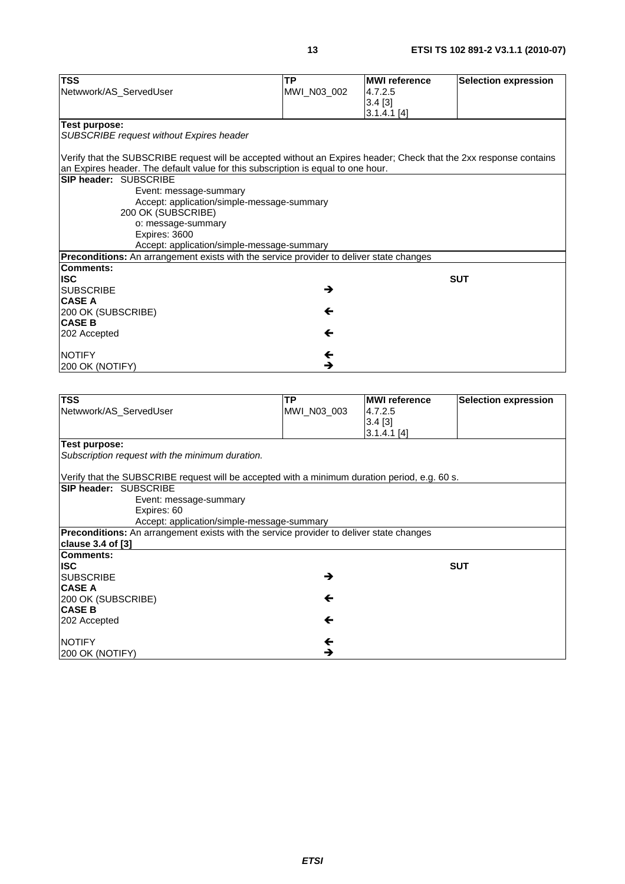| **TSS** | **TP** | **MWI reference** | **Selection expression** |
|---|---|---|---|
| Netwwork/AS_ServedUser | MWI_N03_002 | 4.7.2.5<br>3.4 [3]<br>3.1.4.1 [4] | |
| **Test purpose:**<br>*SUBSCRIBE request without Expires header*<br><br>Verify that the SUBSCRIBE request will be accepted without an Expires header; Check that the 2xx response contains an Expires header. The default value for this subscription is equal to one hour. | | | |
| **SIP header:** SUBSCRIBE<br>Event: message-summary<br>Accept: application/simple-message-summary<br>200 OK (SUBSCRIBE)<br>o: message-summary<br>Expires: 3600<br>Accept: application/simple-message-summary | | | |
| **Preconditions:** An arrangement exists with the service provider to deliver state changes | | | |
| **Comments:** | | | |
| **ISC** | | | **SUT** |
| SUBSCRIBE | → | | |
| **CASE A** | | | |
| 200 OK (SUBSCRIBE) | ← | | |
| **CASE B** | | | |
| 202 Accepted | ← | | |
| NOTIFY | ← | | |
| 200 OK (NOTIFY) | → | | |

| **TSS** | **TP** | **MWI reference** | **Selection expression** |
|---|---|---|---|
| Netwwork/AS_ServedUser | MWI_N03_003 | 4.7.2.5<br>3.4 [3]<br>3.1.4.1 [4] | |
| **Test purpose:**<br>*Subscription request with the minimum duration.*<br><br>Verify that the SUBSCRIBE request will be accepted with a minimum duration period, e.g. 60 s. | | | |
| **SIP header:** SUBSCRIBE<br>Event: message-summary<br>Expires: 60<br>Accept: application/simple-message-summary | | | |
| **Preconditions:** An arrangement exists with the service provider to deliver state changes<br>**clause 3.4 of [3]** | | | |
| **Comments:** | | | |
| **ISC** | | | **SUT** |
| SUBSCRIBE | → | | |
| **CASE A** | | | |
| 200 OK (SUBSCRIBE) | ← | | |
| **CASE B** | | | |
| 202 Accepted | ← | | |
| NOTIFY | ← | | |
| 200 OK (NOTIFY) | → | | |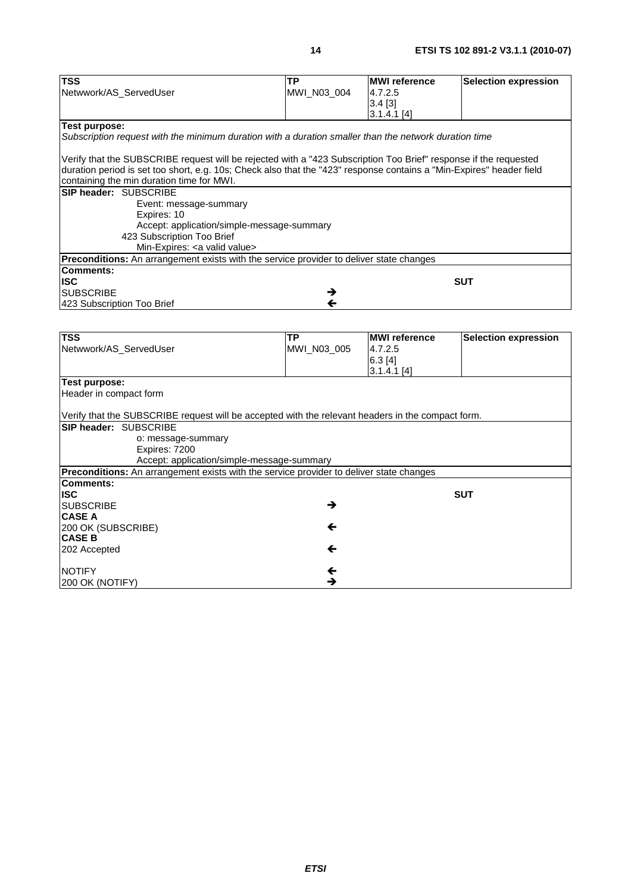| TSS | TP | MWI reference | Selection expression |
|---|---|---|---|
| Netwwork/AS_ServedUser | MWI_N03_004 | 4.7.2.5<br>3.4 [3]<br>3.1.4.1 [4] | |
| **Test purpose:**<br>*Subscription request with the minimum duration with a duration smaller than the network duration time*<br><br>Verify that the SUBSCRIBE request will be rejected with a "423 Subscription Too Brief" response if the requested duration period is set too short, e.g. 10s; Check also that the "423" response contains a "Min-Expires" header field containing the min duration time for MWI. | | | |
| **SIP header:** SUBSCRIBE<br>Event: message-summary<br>Expires: 10<br>Accept: application/simple-message-summary<br>423 Subscription Too Brief<br>Min-Expires: <a valid value> | | | |
| **Preconditions:** An arrangement exists with the service provider to deliver state changes | | | |
| **Comments:** | | | |
| **ISC** | | | **SUT** |
| SUBSCRIBE | → | | |
| 423 Subscription Too Brief | ← | | |

| TSS | TP | MWI reference | Selection expression |
|---|---|---|---|
| Netwwork/AS_ServedUser | MWI_N03_005 | 4.7.2.5<br>6.3 [4]<br>3.1.4.1 [4] | |
| **Test purpose:**<br>Header in compact form<br><br>Verify that the SUBSCRIBE request will be accepted with the relevant headers in the compact form. | | | |
| **SIP header:** SUBSCRIBE<br>o: message-summary<br>Expires: 7200<br>Accept: application/simple-message-summary | | | |
| **Preconditions:** An arrangement exists with the service provider to deliver state changes | | | |
| **Comments:** | | | |
| **ISC** | | | **SUT** |
| SUBSCRIBE | → | | |
| **CASE A** | | | |
| 200 OK (SUBSCRIBE) | ← | | |
| **CASE B** | | | |
| 202 Accepted | ← | | |
| NOTIFY | ← | | |
| 200 OK (NOTIFY) | → | | |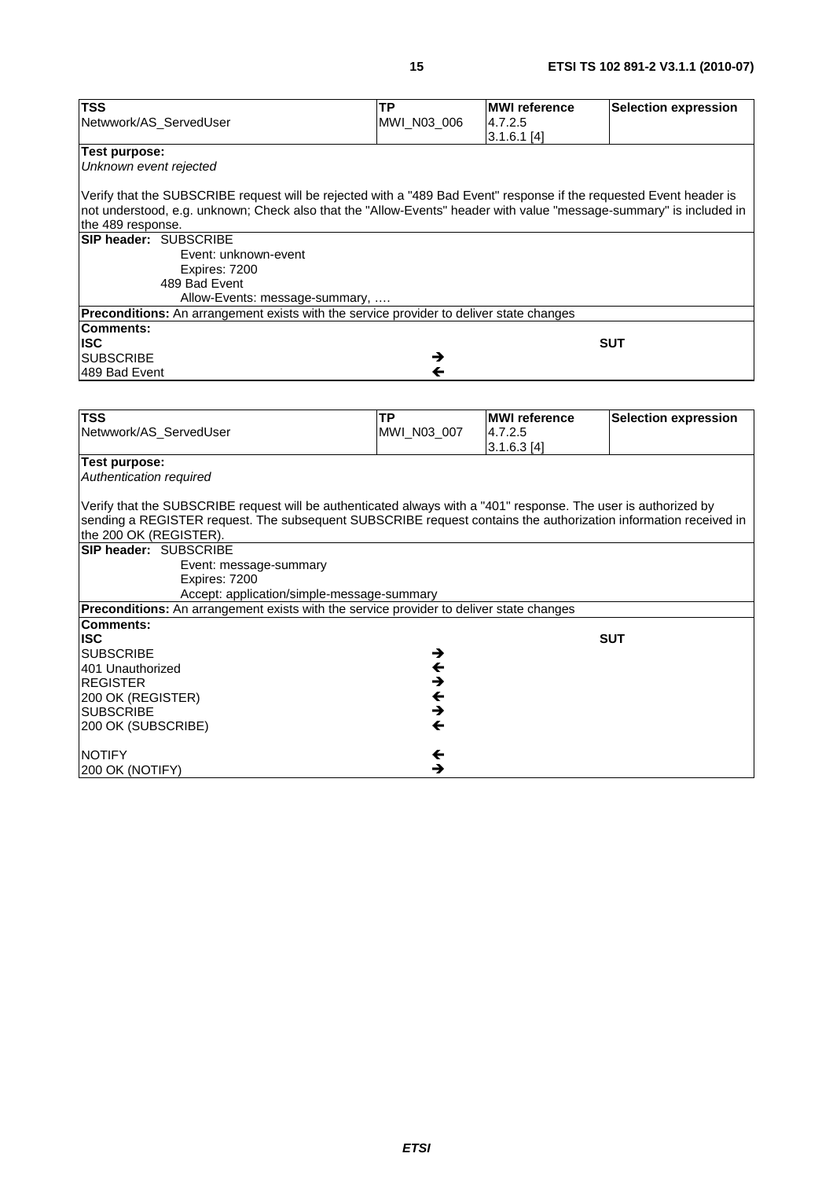| TSS | TP | MWI reference | Selection expression |
|---|---|---|---|
| Netwwork/AS_ServedUser | MWI_N03_006 | 4.7.2.5<br>3.1.6.1 [4] | |
| **Test purpose:**<br>*Unknown event rejected*<br><br>Verify that the SUBSCRIBE request will be rejected with a "489 Bad Event" response if the requested Event header is not understood, e.g. unknown; Check also that the "Allow-Events" header with value "message-summary" is included in the 489 response. | | | |
| **SIP header:** SUBSCRIBE<br>Event: unknown-event<br>Expires: 7200<br>489 Bad Event<br>Allow-Events: message-summary, …. | | | |
| **Preconditions:** An arrangement exists with the service provider to deliver state changes | | | |
| **Comments:** | | | |
| **ISC** | | **SUT** | |
| SUBSCRIBE | → | | |
| 489 Bad Event | ← | | |

| TSS | TP | MWI reference | Selection expression |
|---|---|---|---|
| Netwwork/AS_ServedUser | MWI_N03_007 | 4.7.2.5<br>3.1.6.3 [4] | |
| **Test purpose:**<br>*Authentication required*<br><br>Verify that the SUBSCRIBE request will be authenticated always with a "401" response. The user is authorized by sending a REGISTER request. The subsequent SUBSCRIBE request contains the authorization information received in the 200 OK (REGISTER). | | | |
| **SIP header:** SUBSCRIBE<br>Event: message-summary<br>Expires: 7200<br>Accept: application/simple-message-summary | | | |
| **Preconditions:** An arrangement exists with the service provider to deliver state changes | | | |
| **Comments:** | | | |
| **ISC** | | **SUT** | |
| SUBSCRIBE | → | | |
| 401 Unauthorized | ← | | |
| REGISTER | → | | |
| 200 OK (REGISTER) | ← | | |
| SUBSCRIBE | → | | |
| 200 OK (SUBSCRIBE) | ← | | |
| NOTIFY | ← | | |
| 200 OK (NOTIFY) | → | | |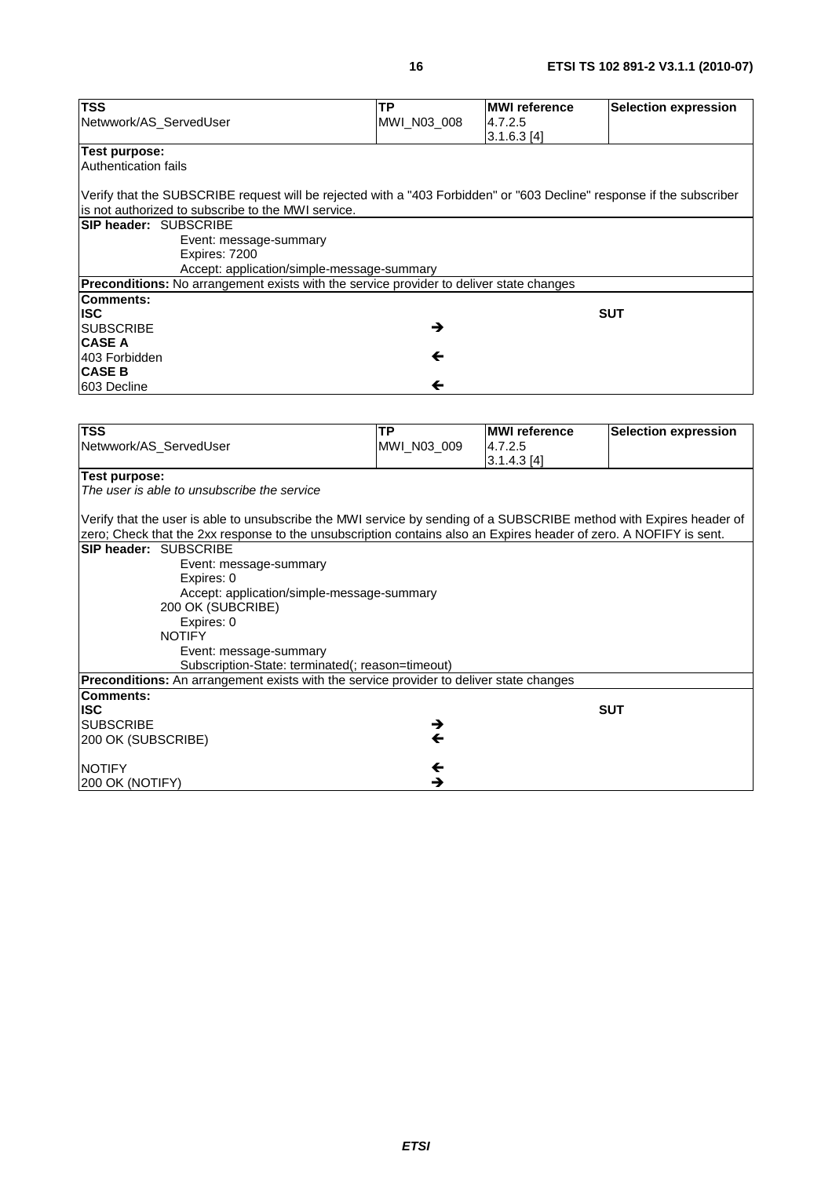| TSS | TP | MWI reference | Selection expression |
|---|---|---|---|
| Netwwork/AS_ServedUser | MWI_N03_008 | 4.7.2.5<br>3.1.6.3 [4] | |
| **Test purpose:**<br>Authentication fails<br><br>Verify that the SUBSCRIBE request will be rejected with a "403 Forbidden" or "603 Decline" response if the subscriber is not authorized to subscribe to the MWI service. | | | |
| **SIP header:** SUBSCRIBE<br>Event: message-summary<br>Expires: 7200<br>Accept: application/simple-message-summary | | | |
| **Preconditions:** No arrangement exists with the service provider to deliver state changes | | | |
| **Comments:** | | | |
| **ISC** | | | **SUT** |
| SUBSCRIBE | → | | |
| **CASE A** | | | |
| 403 Forbidden | ← | | |
| **CASE B** | | | |
| 603 Decline | ← | | |

| TSS | TP | MWI reference | Selection expression |
|---|---|---|---|
| Netwwork/AS_ServedUser | MWI_N03_009 | 4.7.2.5<br>3.1.4.3 [4] | |
| **Test purpose:**<br>*The user is able to unsubscribe the service*<br><br>Verify that the user is able to unsubscribe the MWI service by sending of a SUBSCRIBE method with Expires header of zero; Check that the 2xx response to the unsubscription contains also an Expires header of zero. A NOFIFY is sent. | | | |
| **SIP header:** SUBSCRIBE<br>Event: message-summary<br>Expires: 0<br>Accept: application/simple-message-summary<br>200 OK (SUBCRIBE)<br>Expires: 0<br>NOTIFY<br>Event: message-summary<br>Subscription-State: terminated(; reason=timeout) | | | |
| **Preconditions:** An arrangement exists with the service provider to deliver state changes | | | |
| **Comments:** | | | |
| **ISC** | | | **SUT** |
| SUBSCRIBE | → | | |
| 200 OK (SUBSCRIBE) | ← | | |
| NOTIFY | ← | | |
| 200 OK (NOTIFY) | → | | |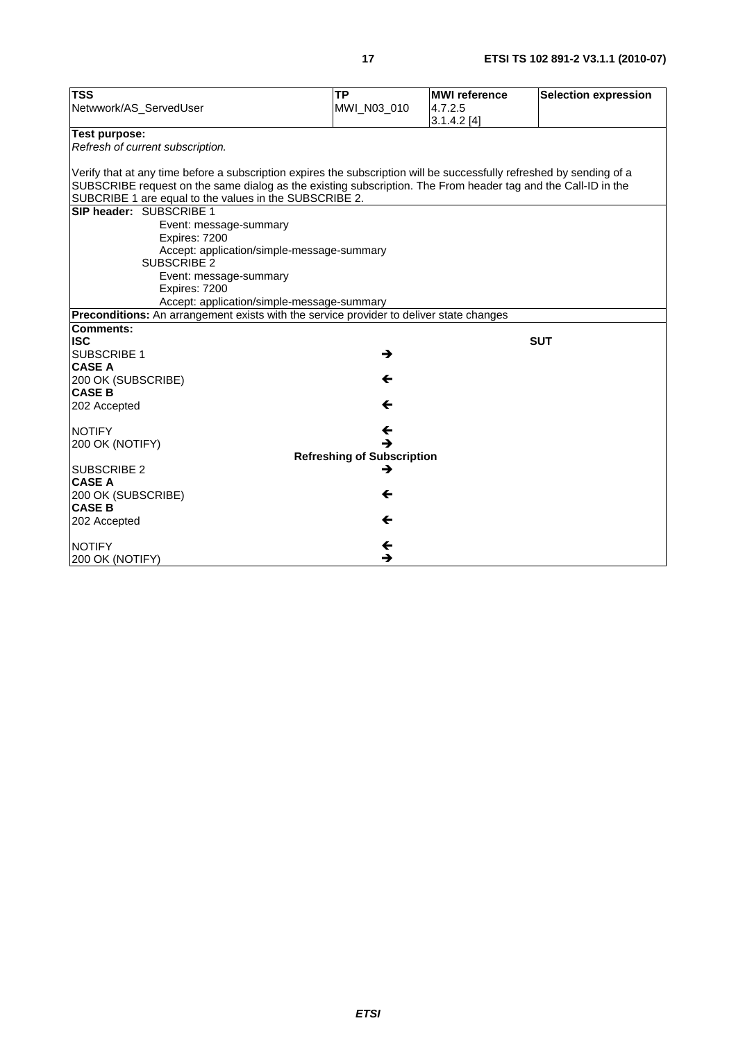| TSS | TP | MWI reference | Selection expression |
|---|---|---|---|
| Netwwork/AS_ServedUser | MWI_N03_010 | 4.7.2.5<br>3.1.4.2 [4] | |
| **Test purpose:**<br>*Refresh of current subscription.*<br><br>Verify that at any time before a subscription expires the subscription will be successfully refreshed by sending of a SUBSCRIBE request on the same dialog as the existing subscription. The From header tag and the Call-ID in the SUBCRIBE 1 are equal to the values in the SUBSCRIBE 2. | | | |
| **SIP header:** SUBSCRIBE 1<br>Event: message-summary<br>Expires: 7200<br>Accept: application/simple-message-summary<br>SUBSCRIBE 2<br>Event: message-summary<br>Expires: 7200<br>Accept: application/simple-message-summary | | | |
| **Preconditions:** An arrangement exists with the service provider to deliver state changes | | | |
| **Comments:** | | | |
| **ISC** | | | **SUT** |
| SUBSCRIBE 1 | → | | |
| **CASE A** | | | |
| 200 OK (SUBSCRIBE) | ← | | |
| **CASE B** | | | |
| 202 Accepted | ← | | |
| NOTIFY | ← | | |
| 200 OK (NOTIFY) | → | | |
| | **Refreshing of Subscription** | | |
| SUBSCRIBE 2 | → | | |
| **CASE A** | | | |
| 200 OK (SUBSCRIBE) | ← | | |
| **CASE B** | | | |
| 202 Accepted | ← | | |
| NOTIFY | ← | | |
| 200 OK (NOTIFY) | → | | |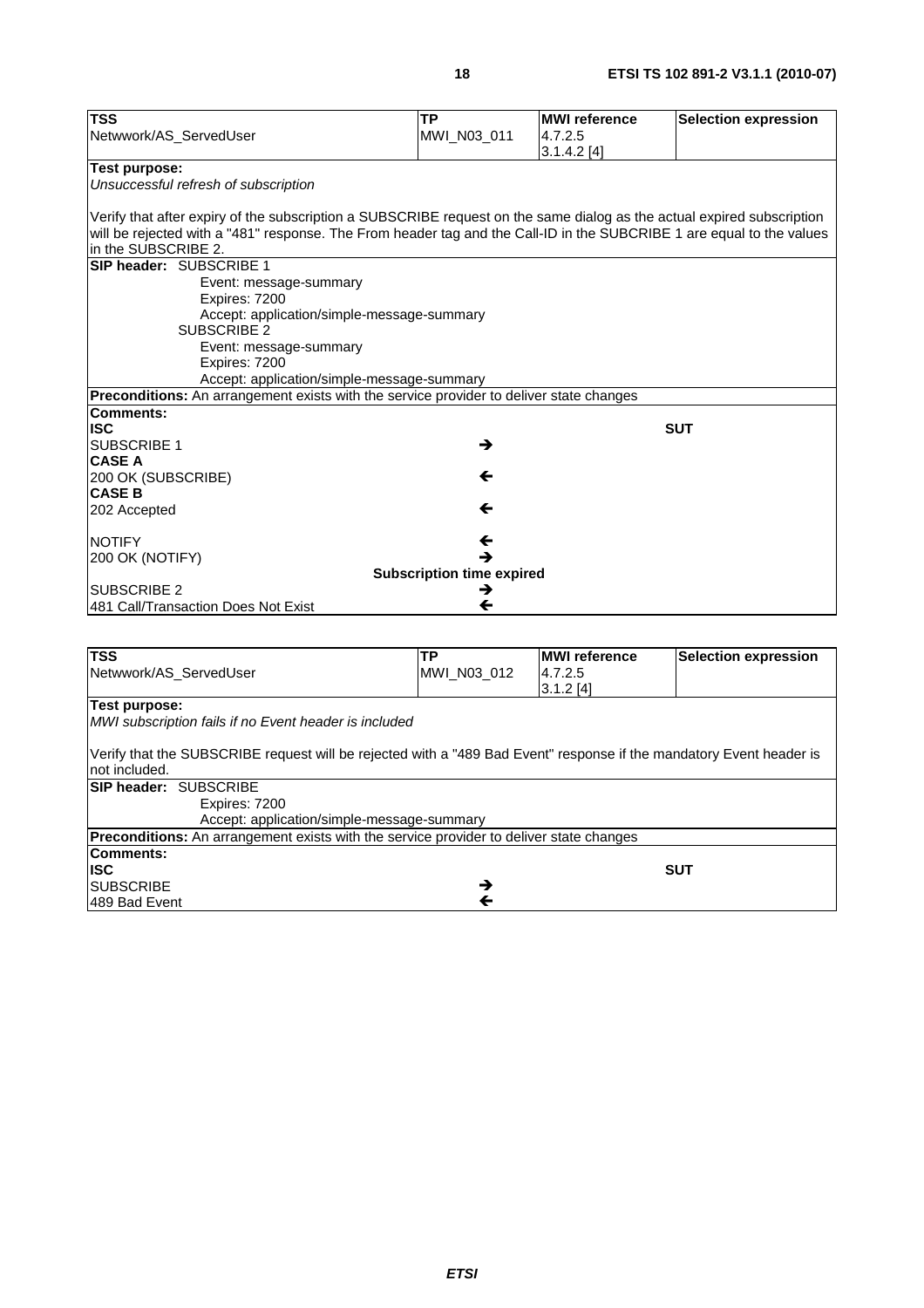| TSS | TP | MWI reference | Selection expression |
|---|---|---|---|
| Netwwork/AS_ServedUser | MWI_N03_011 | 4.7.2.5<br>3.1.4.2 [4] | |

**Test purpose:**

*Unsuccessful refresh of subscription*

Verify that after expiry of the subscription a SUBSCRIBE request on the same dialog as the actual expired subscription will be rejected with a "481" response. The From header tag and the Call-ID in the SUBCRIBE 1 are equal to the values in the SUBSCRIBE 2.

**SIP header:** SUBSCRIBE 1
- Event: message-summary
- Expires: 7200
- Accept: application/simple-message-summary

SUBSCRIBE 2
- Event: message-summary
- Expires: 7200
- Accept: application/simple-message-summary

**Preconditions:** An arrangement exists with the service provider to deliver state changes

**Comments:**

| ISC | | SUT |
|---|---|---|
| SUBSCRIBE 1 | → | |
| **CASE A** | | |
| 200 OK (SUBSCRIBE) | ← | |
| **CASE B** | | |
| 202 Accepted | ← | |
| NOTIFY | ← | |
| 200 OK (NOTIFY) | → | |
| | **Subscription time expired** | |
| SUBSCRIBE 2 | → | |
| 481 Call/Transaction Does Not Exist | ← | |

| TSS | TP | MWI reference | Selection expression |
|---|---|---|---|
| Netwwork/AS_ServedUser | MWI_N03_012 | 4.7.2.5<br>3.1.2 [4] | |

**Test purpose:**

*MWI subscription fails if no Event header is included*

Verify that the SUBSCRIBE request will be rejected with a "489 Bad Event" response if the mandatory Event header is not included.

**SIP header:** SUBSCRIBE
- Expires: 7200
- Accept: application/simple-message-summary

**Preconditions:** An arrangement exists with the service provider to deliver state changes

**Comments:**

| ISC | | SUT |
|---|---|---|
| SUBSCRIBE | → | |
| 489 Bad Event | ← | |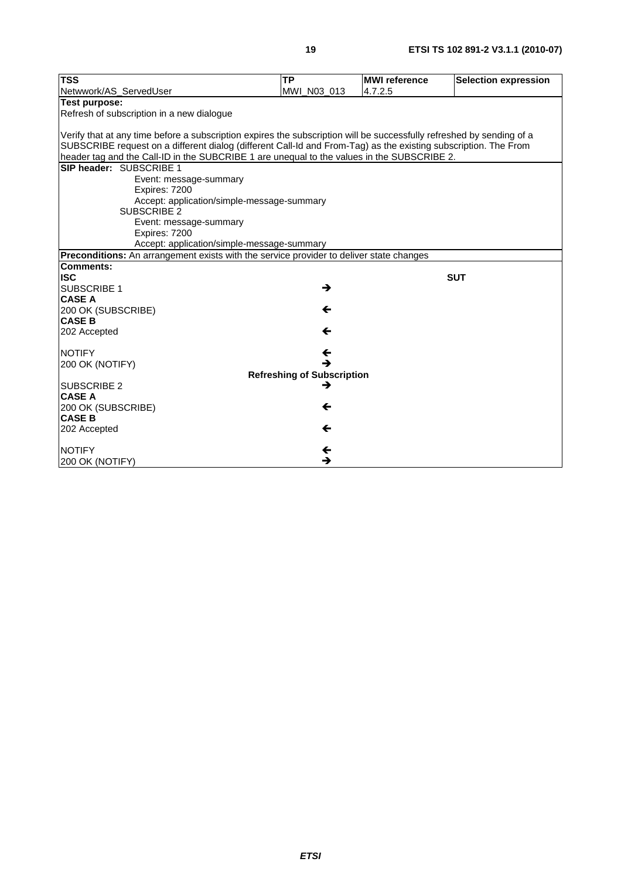| TSS | TP | MWI reference | Selection expression |
|---|---|---|---|
| Netwwork/AS_ServedUser | MWI_N03_013 | 4.7.2.5 | |
| **Test purpose:**<br>Refresh of subscription in a new dialogue<br><br>Verify that at any time before a subscription expires the subscription will be successfully refreshed by sending of a SUBSCRIBE request on a different dialog (different Call-Id and From-Tag) as the existing subscription. The From header tag and the Call-ID in the SUBCRIBE 1 are unequal to the values in the SUBCRIBE 2. | | | |
| **SIP header:** SUBSCRIBE 1<br>Event: message-summary<br>Expires: 7200<br>Accept: application/simple-message-summary<br>SUBSCRIBE 2<br>Event: message-summary<br>Expires: 7200<br>Accept: application/simple-message-summary | | | |
| **Preconditions:** An arrangement exists with the service provider to deliver state changes | | | |
| **Comments:** | | | |

| ISC | | SUT |
|---|---|---|
| SUBSCRIBE 1 | → | |
| **CASE A** | | |
| 200 OK (SUBSCRIBE) | ← | |
| **CASE B** | | |
| 202 Accepted | ← | |
| NOTIFY | ← | |
| 200 OK (NOTIFY) | → | |
| | **Refreshing of Subscription** | |
| SUBSCRIBE 2 | → | |
| **CASE A** | | |
| 200 OK (SUBSCRIBE) | ← | |
| **CASE B** | | |
| 202 Accepted | ← | |
| NOTIFY | ← | |
| 200 OK (NOTIFY) | → | |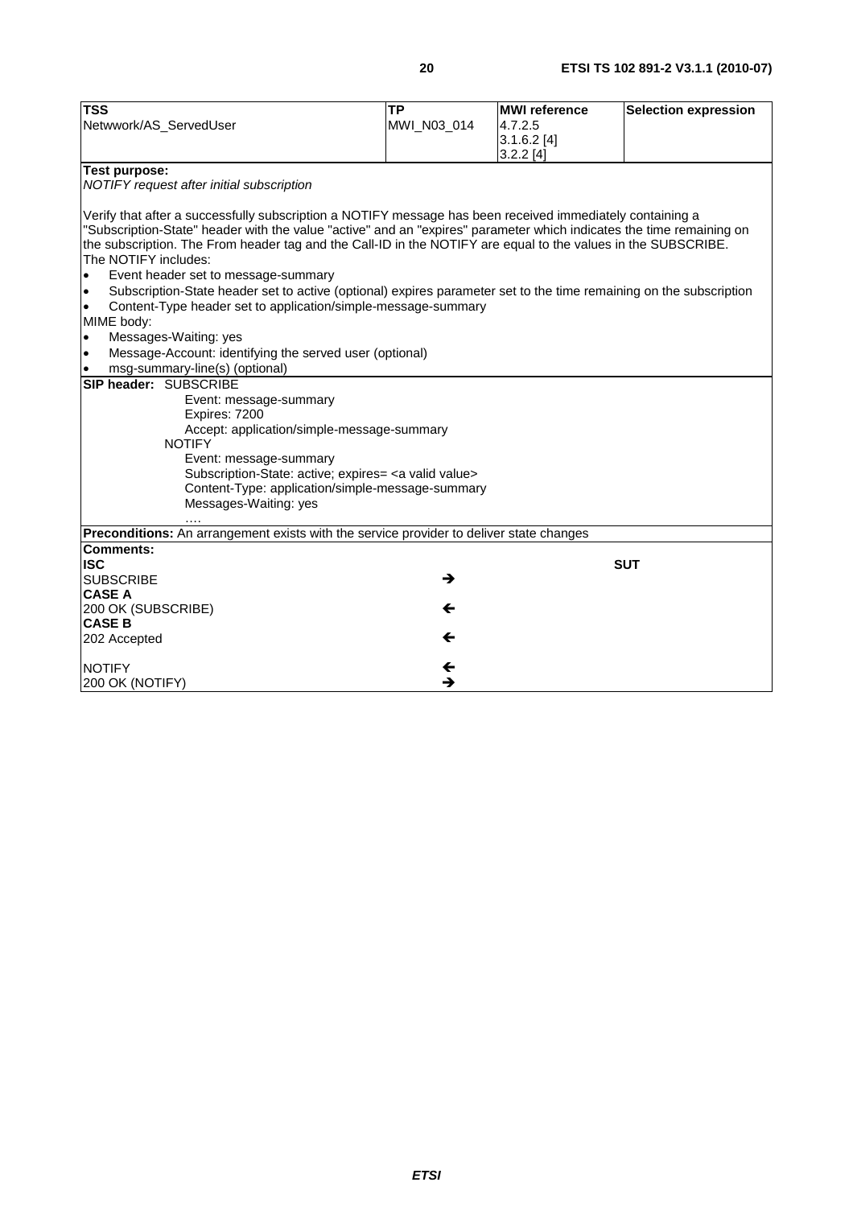| TSS | TP | MWI reference | Selection expression |
|---|---|---|---|
| Netwwork/AS_ServedUser | MWI_N03_014 | 4.7.2.5<br>3.1.6.2 [4]<br>3.2.2 [4] | |

**Test purpose:**

*NOTIFY request after initial subscription*

Verify that after a successfully subscription a NOTIFY message has been received immediately containing a "Subscription-State" header with the value "active" and an "expires" parameter which indicates the time remaining on the subscription. The From header tag and the Call-ID in the NOTIFY are equal to the values in the SUBSCRIBE.
The NOTIFY includes:

- Event header set to message-summary
- Subscription-State header set to active (optional) expires parameter set to the time remaining on the subscription
- Content-Type header set to application/simple-message-summary

MIME body:

- Messages-Waiting: yes
- Message-Account: identifying the served user (optional)
- msg-summary-line(s) (optional)

**SIP header:** SUBSCRIBE

```
        Event: message-summary
        Expires: 7200
        Accept: application/simple-message-summary
    NOTIFY
        Event: message-summary
        Subscription-State: active; expires= <a valid value>
        Content-Type: application/simple-message-summary
        Messages-Waiting: yes
        ....
```

**Preconditions:** An arrangement exists with the service provider to deliver state changes

**Comments:**

| ISC | | SUT |
|---|---|---|
| SUBSCRIBE | → | |
| **CASE A** | | |
| 200 OK (SUBSCRIBE) | ← | |
| **CASE B** | | |
| 202 Accepted | ← | |
| NOTIFY | ← | |
| 200 OK (NOTIFY) | → | |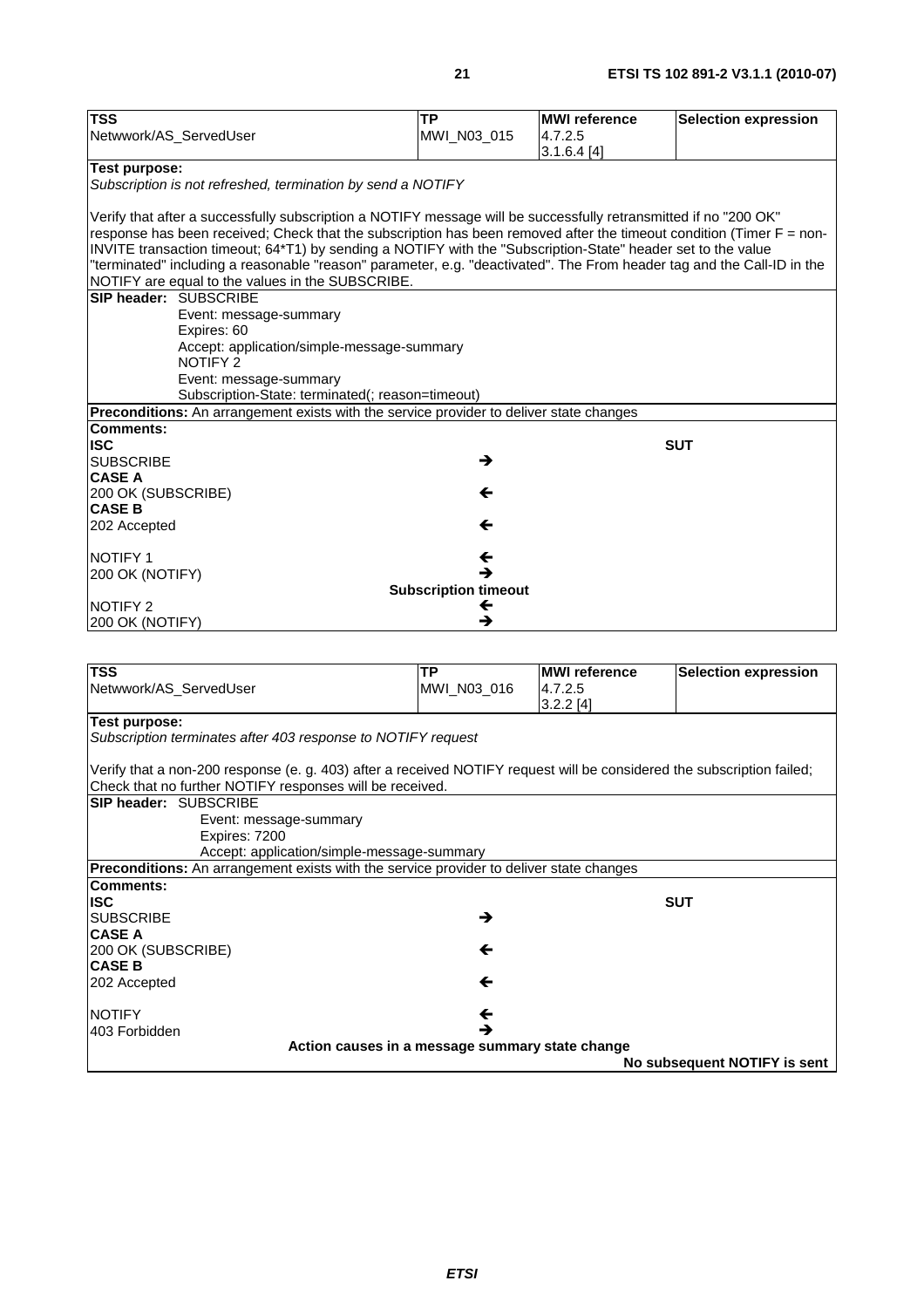| TSS | TP | MWI reference | Selection expression |
|---|---|---|---|
| Netwwork/AS_ServedUser | MWI_N03_015 | 4.7.2.5<br>3.1.6.4 [4] | |

**Test purpose:**

*Subscription is not refreshed, termination by send a NOTIFY*

Verify that after a successfully subscription a NOTIFY message will be successfully retransmitted if no "200 OK" response has been received; Check that the subscription has been removed after the timeout condition (Timer F = non-INVITE transaction timeout; 64*T1) by sending a NOTIFY with the "Subscription-State" header set to the value "terminated" including a reasonable "reason" parameter, e.g. "deactivated". The From header tag and the Call-ID in the NOTIFY are equal to the values in the SUBSCRIBE.

**SIP header:** SUBSCRIBE
Event: message-summary
Expires: 60
Accept: application/simple-message-summary
NOTIFY 2
Event: message-summary
Subscription-State: terminated(; reason=timeout)

**Preconditions:** An arrangement exists with the service provider to deliver state changes

**Comments:**

| ISC | | SUT |
|---|---|---|
| SUBSCRIBE | → | |
| **CASE A** | | |
| 200 OK (SUBSCRIBE) | ← | |
| **CASE B** | | |
| 202 Accepted | ← | |
| NOTIFY 1 | ← | |
| 200 OK (NOTIFY) | → | |
| | **Subscription timeout** | |
| NOTIFY 2 | ← | |
| 200 OK (NOTIFY) | → | |

| TSS | TP | MWI reference | Selection expression |
|---|---|---|---|
| Netwwork/AS_ServedUser | MWI_N03_016 | 4.7.2.5<br>3.2.2 [4] | |

**Test purpose:**

*Subscription terminates after 403 response to NOTIFY request*

Verify that a non-200 response (e. g. 403) after a received NOTIFY request will be considered the subscription failed; Check that no further NOTIFY responses will be received.

**SIP header:** SUBSCRIBE
Event: message-summary
Expires: 7200
Accept: application/simple-message-summary

**Preconditions:** An arrangement exists with the service provider to deliver state changes

**Comments:**

| ISC | | SUT |
|---|---|---|
| SUBSCRIBE | → | |
| **CASE A** | | |
| 200 OK (SUBSCRIBE) | ← | |
| **CASE B** | | |
| 202 Accepted | ← | |
| NOTIFY | ← | |
| 403 Forbidden | → | |
| | **Action causes in a message summary state change** | |
| | | **No subsequent NOTIFY is sent** |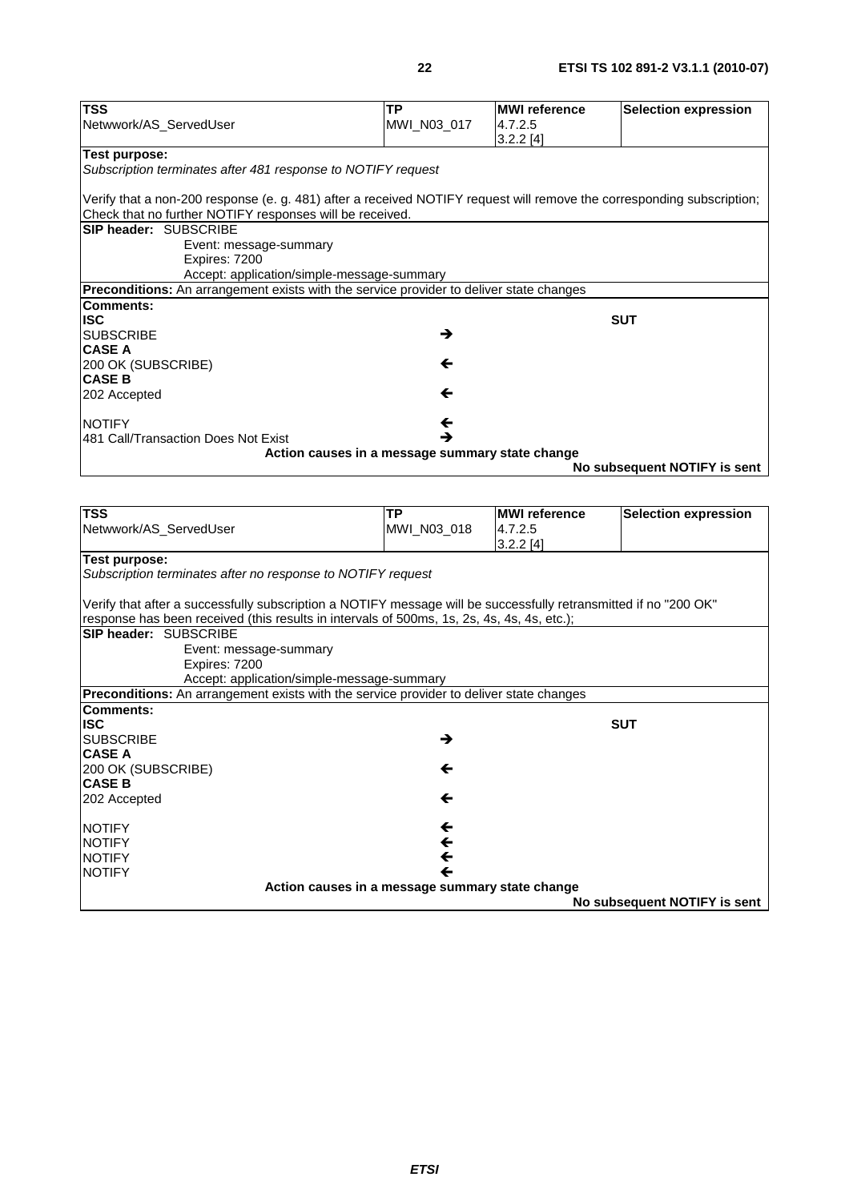| TSS | TP | MWI reference | Selection expression |
|---|---|---|---|
| Netwwork/AS_ServedUser | MWI_N03_017 | 4.7.2.5<br>3.2.2 [4] | |
| **Test purpose:**<br>*Subscription terminates after 481 response to NOTIFY request*<br><br>Verify that a non-200 response (e. g. 481) after a received NOTIFY request will remove the corresponding subscription; Check that no further NOTIFY responses will be received. | | | |
| **SIP header:** SUBSCRIBE<br>Event: message-summary<br>Expires: 7200<br>Accept: application/simple-message-summary | | | |
| **Preconditions:** An arrangement exists with the service provider to deliver state changes | | | |
| **Comments:** | | | |
| **ISC** | | | **SUT** |
| SUBSCRIBE | → | | |
| **CASE A** | | | |
| 200 OK (SUBSCRIBE) | ← | | |
| **CASE B** | | | |
| 202 Accepted | ← | | |
| NOTIFY | ← | | |
| 481 Call/Transaction Does Not Exist | → | | |
| **Action causes in a message summary state change** | | | |
| | | | **No subsequent NOTIFY is sent** |

| TSS | TP | MWI reference | Selection expression |
|---|---|---|---|
| Netwwork/AS_ServedUser | MWI_N03_018 | 4.7.2.5<br>3.2.2 [4] | |
| **Test purpose:**<br>*Subscription terminates after no response to NOTIFY request*<br><br>Verify that after a successfully subscription a NOTIFY message will be successfully retransmitted if no "200 OK" response has been received (this results in intervals of 500ms, 1s, 2s, 4s, 4s, 4s, etc.); | | | |
| **SIP header:** SUBSCRIBE<br>Event: message-summary<br>Expires: 7200<br>Accept: application/simple-message-summary | | | |
| **Preconditions:** An arrangement exists with the service provider to deliver state changes | | | |
| **Comments:** | | | |
| **ISC** | | | **SUT** |
| SUBSCRIBE | → | | |
| **CASE A** | | | |
| 200 OK (SUBSCRIBE) | ← | | |
| **CASE B** | | | |
| 202 Accepted | ← | | |
| NOTIFY | ← | | |
| NOTIFY | ← | | |
| NOTIFY | ← | | |
| NOTIFY | ← | | |
| **Action causes in a message summary state change** | | | |
| | | | **No subsequent NOTIFY is sent** |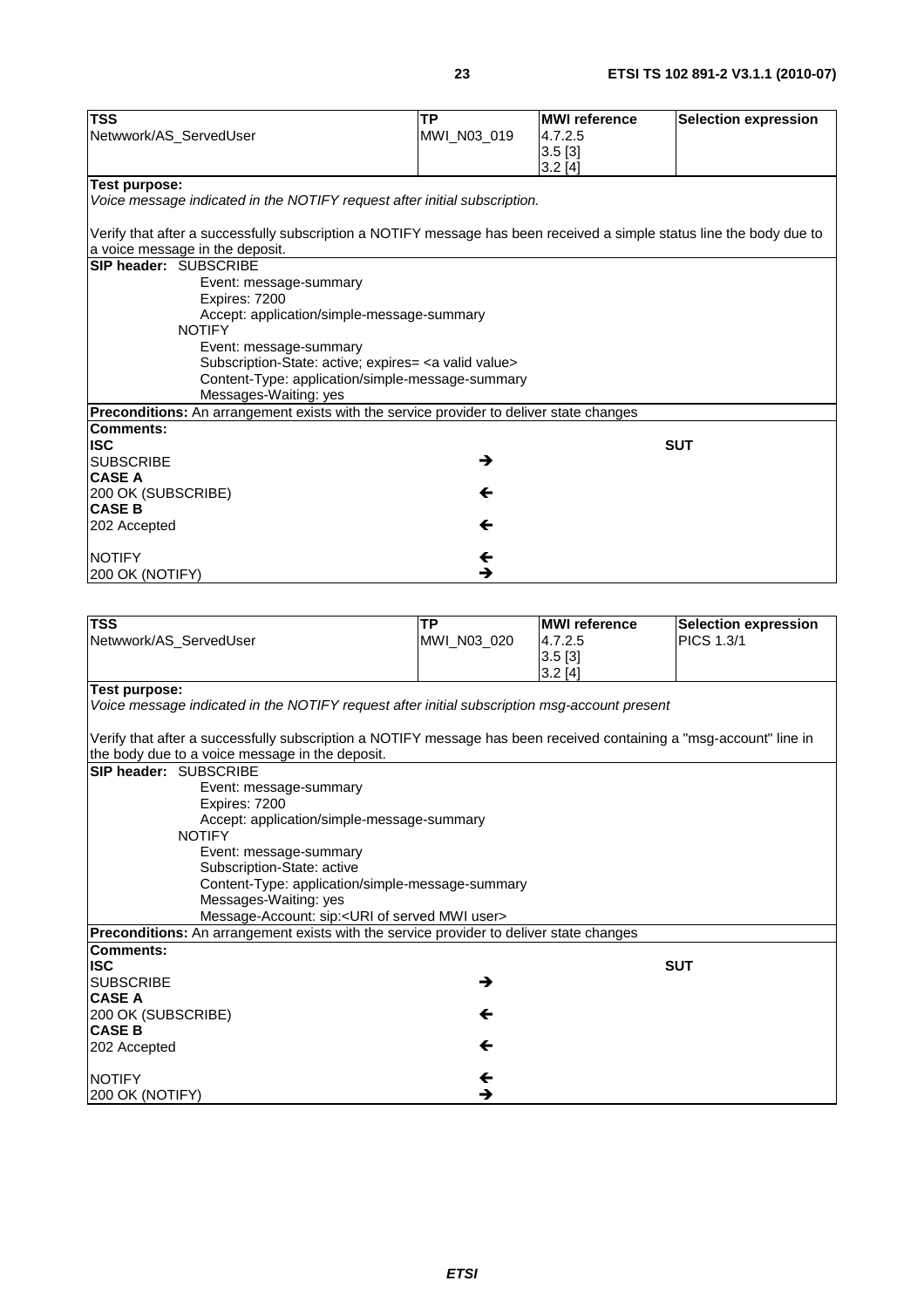| **TSS** | **TP** | **MWI reference** | **Selection expression** |
|---|---|---|---|
| Netwwork/AS_ServedUser | MWI_N03_019 | 4.7.2.5<br>3.5 [3]<br>3.2 [4] | |
| **Test purpose:**<br>*Voice message indicated in the NOTIFY request after initial subscription.*<br><br>Verify that after a successfully subscription a NOTIFY message has been received a simple status line the body due to a voice message in the deposit. | | | |
| **SIP header:** SUBSCRIBE<br>Event: message-summary<br>Expires: 7200<br>Accept: application/simple-message-summary<br>NOTIFY<br>Event: message-summary<br>Subscription-State: active; expires= <a valid value><br>Content-Type: application/simple-message-summary<br>Messages-Waiting: yes | | | |
| **Preconditions:** An arrangement exists with the service provider to deliver state changes | | | |
| **Comments:** | | | |
| **ISC** | | | **SUT** |
| SUBSCRIBE | → | | |
| **CASE A** | | | |
| 200 OK (SUBSCRIBE) | ← | | |
| **CASE B** | | | |
| 202 Accepted | ← | | |
| NOTIFY | ← | | |
| 200 OK (NOTIFY) | → | | |

| **TSS** | **TP** | **MWI reference** | **Selection expression** |
|---|---|---|---|
| Netwwork/AS_ServedUser | MWI_N03_020 | 4.7.2.5<br>3.5 [3]<br>3.2 [4] | PICS 1.3/1 |
| **Test purpose:**<br>*Voice message indicated in the NOTIFY request after initial subscription msg-account present*<br><br>Verify that after a successfully subscription a NOTIFY message has been received containing a "msg-account" line in the body due to a voice message in the deposit. | | | |
| **SIP header:** SUBSCRIBE<br>Event: message-summary<br>Expires: 7200<br>Accept: application/simple-message-summary<br>NOTIFY<br>Event: message-summary<br>Subscription-State: active<br>Content-Type: application/simple-message-summary<br>Messages-Waiting: yes<br>Message-Account: sip:<URI of served MWI user> | | | |
| **Preconditions:** An arrangement exists with the service provider to deliver state changes | | | |
| **Comments:** | | | |
| **ISC** | | | **SUT** |
| SUBSCRIBE | → | | |
| **CASE A** | | | |
| 200 OK (SUBSCRIBE) | ← | | |
| **CASE B** | | | |
| 202 Accepted | ← | | |
| NOTIFY | ← | | |
| 200 OK (NOTIFY) | → | | |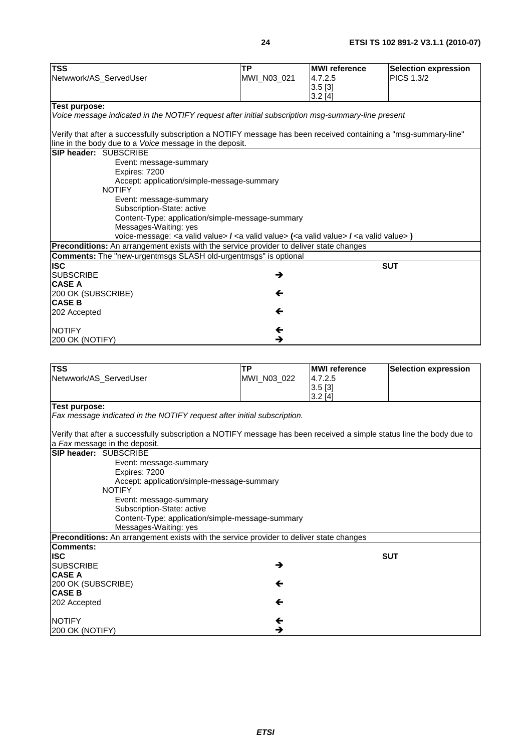| TSS | TP | MWI reference | Selection expression |
|---|---|---|---|
| Netwwork/AS_ServedUser | MWI_N03_021 | 4.7.2.5<br>3.5 [3]<br>3.2 [4] | PICS 1.3/2 |
| **Test purpose:**<br>*Voice message indicated in the NOTIFY request after initial subscription msg-summary-line present*<br><br>Verify that after a successfully subscription a NOTIFY message has been received containing a "msg-summary-line" line in the body due to a *Voice* message in the deposit. | | | |
| **SIP header:** SUBSCRIBE<br>Event: message-summary<br>Expires: 7200<br>Accept: application/simple-message-summary<br>NOTIFY<br>Event: message-summary<br>Subscription-State: active<br>Content-Type: application/simple-message-summary<br>Messages-Waiting: yes<br>voice-message: <a valid value> **/** <a valid value> **(**<a valid value> **/** <a valid value> **)** | | | |
| **Preconditions:** An arrangement exists with the service provider to deliver state changes | | | |
| **Comments:** The "new-urgentmsgs SLASH old-urgentmsgs" is optional | | | |
| **ISC** | | | **SUT** |
| SUBSCRIBE | → | | |
| **CASE A** | | | |
| 200 OK (SUBSCRIBE) | ← | | |
| **CASE B** | | | |
| 202 Accepted | ← | | |
| NOTIFY | ← | | |
| 200 OK (NOTIFY) | → | | |

| TSS | TP | MWI reference | Selection expression |
|---|---|---|---|
| Netwwork/AS_ServedUser | MWI_N03_022 | 4.7.2.5<br>3.5 [3]<br>3.2 [4] | |
| **Test purpose:**<br>*Fax message indicated in the NOTIFY request after initial subscription.*<br><br>Verify that after a successfully subscription a NOTIFY message has been received a simple status line the body due to a *Fax* message in the deposit. | | | |
| **SIP header:** SUBSCRIBE<br>Event: message-summary<br>Expires: 7200<br>Accept: application/simple-message-summary<br>NOTIFY<br>Event: message-summary<br>Subscription-State: active<br>Content-Type: application/simple-message-summary<br>Messages-Waiting: yes | | | |
| **Preconditions:** An arrangement exists with the service provider to deliver state changes | | | |
| **Comments:** | | | |
| **ISC** | | | **SUT** |
| SUBSCRIBE | → | | |
| **CASE A** | | | |
| 200 OK (SUBSCRIBE) | ← | | |
| **CASE B** | | | |
| 202 Accepted | ← | | |
| NOTIFY | ← | | |
| 200 OK (NOTIFY) | → | | |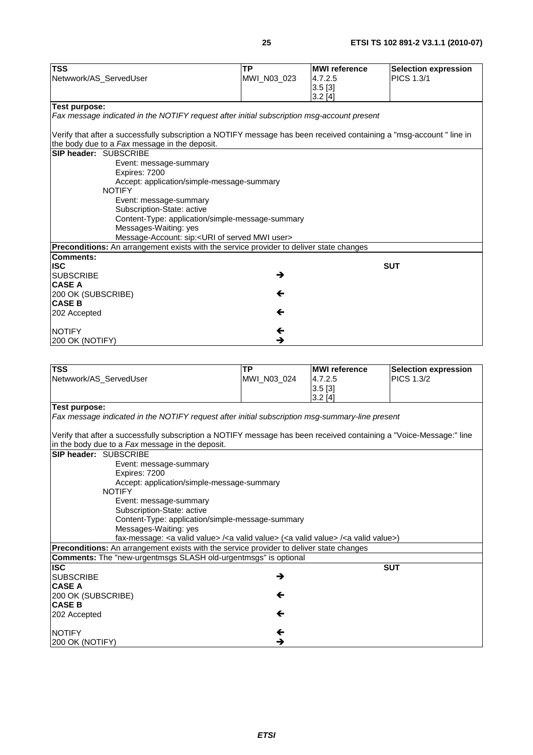| **TSS** | **TP** | **MWI reference** | **Selection expression** |
|---|---|---|---|
| Netwwork/AS_ServedUser | MWI_N03_023 | 4.7.2.5<br>3.5 [3]<br>3.2 [4] | PICS 1.3/1 |
| **Test purpose:**<br>*Fax message indicated in the NOTIFY request after initial subscription msg-account present*<br><br>Verify that after a successfully subscription a NOTIFY message has been received containing a "msg-account " line in the body due to a *Fax* message in the deposit. | | | |
| **SIP header:** SUBSCRIBE<br>Event: message-summary<br>Expires: 7200<br>Accept: application/simple-message-summary<br>NOTIFY<br>Event: message-summary<br>Subscription-State: active<br>Content-Type: application/simple-message-summary<br>Messages-Waiting: yes<br>Message-Account: sip:<URI of served MWI user> | | | |
| **Preconditions:** An arrangement exists with the service provider to deliver state changes | | | |
| **Comments:** | | | |
| **ISC** | | | **SUT** |
| SUBSCRIBE | → | | |
| **CASE A** | | | |
| 200 OK (SUBSCRIBE) | ← | | |
| **CASE B** | | | |
| 202 Accepted | ← | | |
| NOTIFY | ← | | |
| 200 OK (NOTIFY) | → | | |

| **TSS** | **TP** | **MWI reference** | **Selection expression** |
|---|---|---|---|
| Netwwork/AS_ServedUser | MWI_N03_024 | 4.7.2.5<br>3.5 [3]<br>3.2 [4] | PICS 1.3/2 |
| **Test purpose:**<br>*Fax message indicated in the NOTIFY request after initial subscription msg-summary-line present*<br><br>Verify that after a successfully subscription a NOTIFY message has been received containing a "Voice-Message:" line in the body due to a *Fax* message in the deposit. | | | |
| **SIP header:** SUBSCRIBE<br>Event: message-summary<br>Expires: 7200<br>Accept: application/simple-message-summary<br>NOTIFY<br>Event: message-summary<br>Subscription-State: active<br>Content-Type: application/simple-message-summary<br>Messages-Waiting: yes<br>fax-message: <a valid value> /<a valid value> (<a valid value> /<a valid value>) | | | |
| **Preconditions:** An arrangement exists with the service provider to deliver state changes | | | |
| **Comments:** The "new-urgentmsgs SLASH old-urgentmsgs" is optional | | | |
| **ISC** | | | **SUT** |
| SUBSCRIBE | → | | |
| **CASE A** | | | |
| 200 OK (SUBSCRIBE) | ← | | |
| **CASE B** | | | |
| 202 Accepted | ← | | |
| NOTIFY | ← | | |
| 200 OK (NOTIFY) | → | | |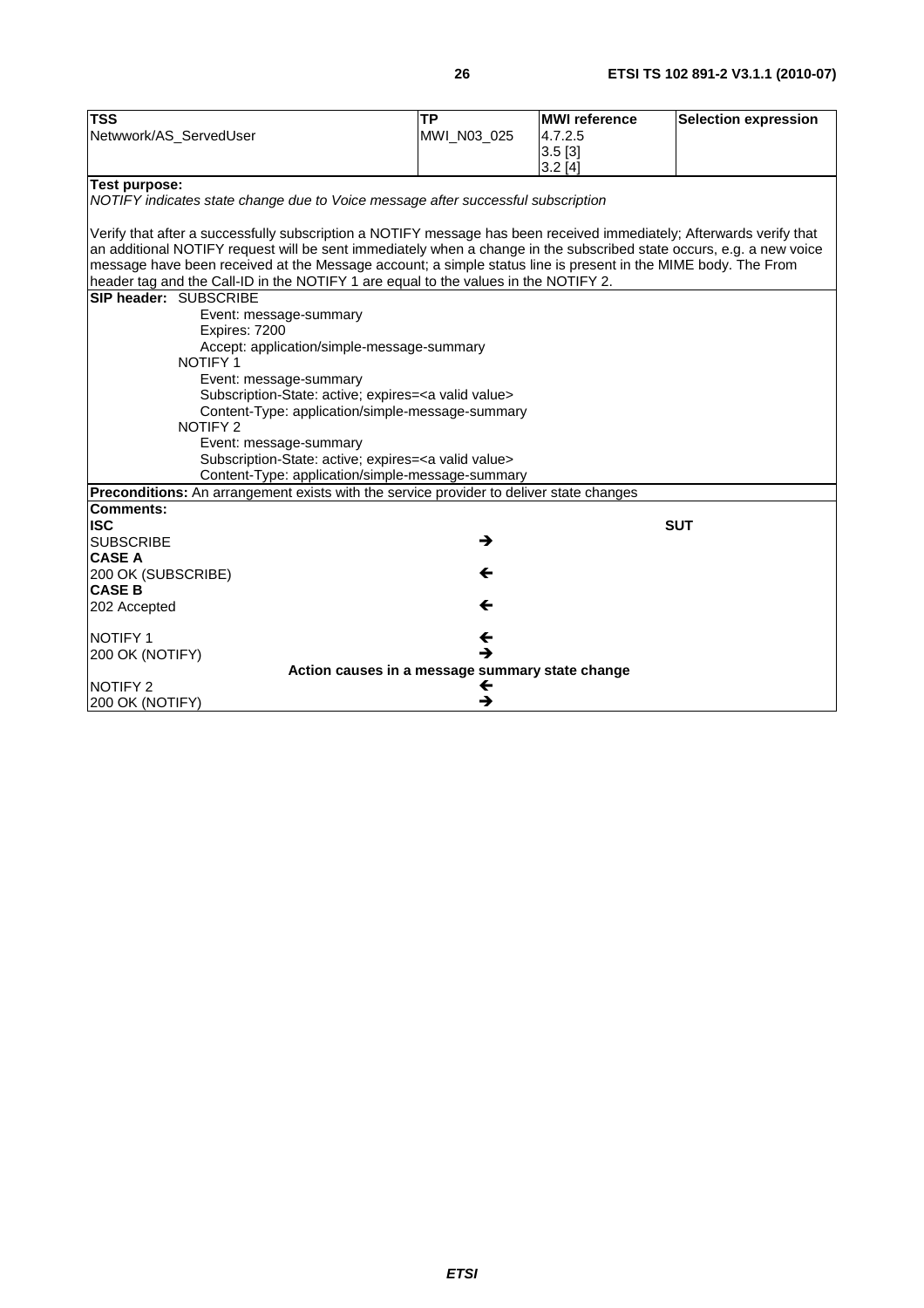| TSS | TP | MWI reference | Selection expression |
|---|---|---|---|
| Netwwork/AS_ServedUser | MWI_N03_025 | 4.7.2.5<br>3.5 [3]<br>3.2 [4] | |
| **Test purpose:**<br>*NOTIFY indicates state change due to Voice message after successful subscription*<br><br>Verify that after a successfully subscription a NOTIFY message has been received immediately; Afterwards verify that an additional NOTIFY request will be sent immediately when a change in the subscribed state occurs, e.g. a new voice message have been received at the Message account; a simple status line is present in the MIME body. The From header tag and the Call-ID in the NOTIFY 1 are equal to the values in the NOTIFY 2. | | | |
| **SIP header:** SUBSCRIBE<br>Event: message-summary<br>Expires: 7200<br>Accept: application/simple-message-summary<br>NOTIFY 1<br>Event: message-summary<br>Subscription-State: active; expires=<a valid value><br>Content-Type: application/simple-message-summary<br>NOTIFY 2<br>Event: message-summary<br>Subscription-State: active; expires=<a valid value><br>Content-Type: application/simple-message-summary | | | |
| **Preconditions:** An arrangement exists with the service provider to deliver state changes | | | |
| **Comments:** | | | |
| **ISC** | | | **SUT** |
| SUBSCRIBE | → | | |
| **CASE A** | | | |
| 200 OK (SUBSCRIBE) | ← | | |
| **CASE B** | | | |
| 202 Accepted | ← | | |
| NOTIFY 1 | ← | | |
| 200 OK (NOTIFY) | → | | |
| **Action causes in a message summary state change** | | | |
| NOTIFY 2 | ← | | |
| 200 OK (NOTIFY) | → | | |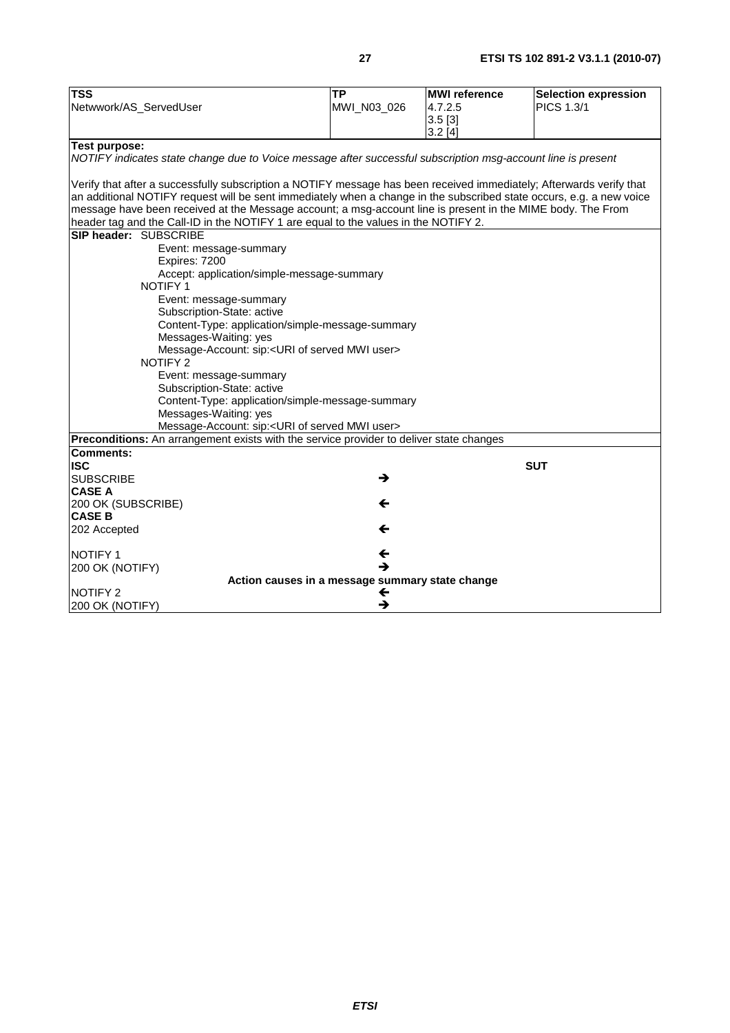| **TSS** | **TP** | **MWI reference** | **Selection expression** |
|---|---|---|---|
| Netwwork/AS_ServedUser | MWI_N03_026 | 4.7.2.5<br>3.5 [3]<br>3.2 [4] | PICS 1.3/1 |

**Test purpose:**

*NOTIFY indicates state change due to Voice message after successful subscription msg-account line is present*

Verify that after a successfully subscription a NOTIFY message has been received immediately; Afterwards verify that an additional NOTIFY request will be sent immediately when a change in the subscribed state occurs, e.g. a new voice message have been received at the Message account; a msg-account line is present in the MIME body. The From header tag and the Call-ID in the NOTIFY 1 are equal to the values in the NOTIFY 2.

**SIP header:** SUBSCRIBE

- Event: message-summary
- Expires: 7200
- Accept: application/simple-message-summary

NOTIFY 1

- Event: message-summary
- Subscription-State: active
- Content-Type: application/simple-message-summary
- Messages-Waiting: yes
- Message-Account: sip:<URI of served MWI user>

NOTIFY 2

- Event: message-summary
- Subscription-State: active
- Content-Type: application/simple-message-summary
- Messages-Waiting: yes
- Message-Account: sip:<URI of served MWI user>

**Preconditions:** An arrangement exists with the service provider to deliver state changes

**Comments:**

| **ISC** | | **SUT** |
|---|---|---|
| SUBSCRIBE | → | |
| **CASE A** | | |
| 200 OK (SUBSCRIBE) | ← | |
| **CASE B** | | |
| 202 Accepted | ← | |
| NOTIFY 1 | ← | |
| 200 OK (NOTIFY) | → | |
| **Action causes in a message summary state change** | | |
| NOTIFY 2 | ← | |
| 200 OK (NOTIFY) | → | |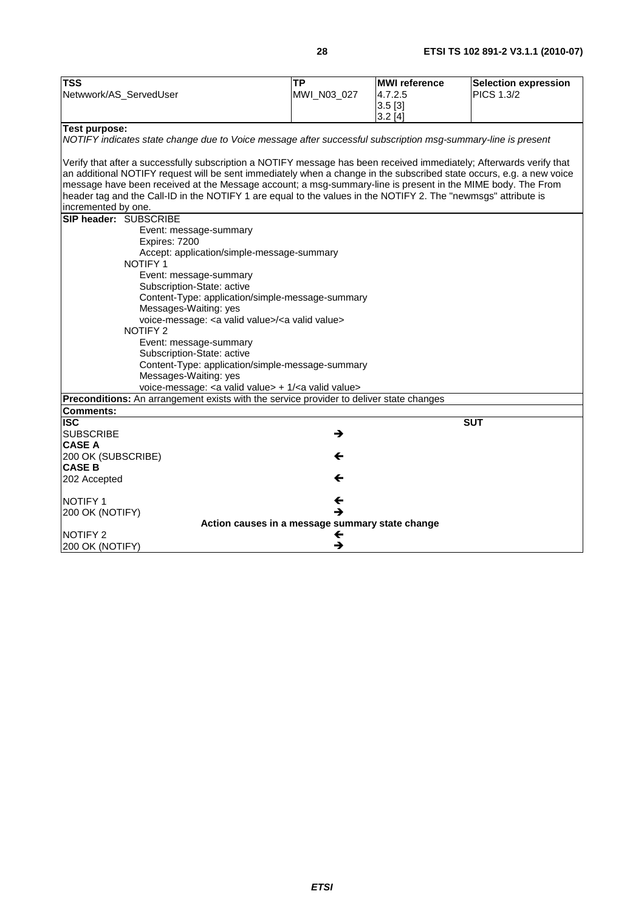| TSS | TP | MWI reference | Selection expression |
|---|---|---|---|
| Netwwork/AS_ServedUser | MWI_N03_027 | 4.7.2.5<br>3.5 [3]<br>3.2 [4] | PICS 1.3/2 |
| **Test purpose:**<br>*NOTIFY indicates state change due to Voice message after successful subscription msg-summary-line is present*<br><br>Verify that after a successfully subscription a NOTIFY message has been received immediately; Afterwards verify that an additional NOTIFY request will be sent immediately when a change in the subscribed state occurs, e.g. a new voice message have been received at the Message account; a msg-summary-line is present in the MIME body. The From header tag and the Call-ID in the NOTIFY 1 are equal to the values in the NOTIFY 2. The "newmsgs" attribute is incremented by one. | | | |
| **SIP header:** SUBSCRIBE<br>Event: message-summary<br>Expires: 7200<br>Accept: application/simple-message-summary<br>NOTIFY 1<br>Event: message-summary<br>Subscription-State: active<br>Content-Type: application/simple-message-summary<br>Messages-Waiting: yes<br>voice-message: <a valid value>/<a valid value><br>NOTIFY 2<br>Event: message-summary<br>Subscription-State: active<br>Content-Type: application/simple-message-summary<br>Messages-Waiting: yes<br>voice-message: <a valid value> + 1/<a valid value> | | | |
| **Preconditions:** An arrangement exists with the service provider to deliver state changes | | | |
| **Comments:** | | | |
| **ISC** | | | **SUT** |
| SUBSCRIBE | → | | |
| **CASE A** | | | |
| 200 OK (SUBSCRIBE) | ← | | |
| **CASE B** | | | |
| 202 Accepted | ← | | |
| NOTIFY 1 | ← | | |
| 200 OK (NOTIFY) | → | | |
| **Action causes in a message summary state change** | | | |
| NOTIFY 2 | ← | | |
| 200 OK (NOTIFY) | → | | |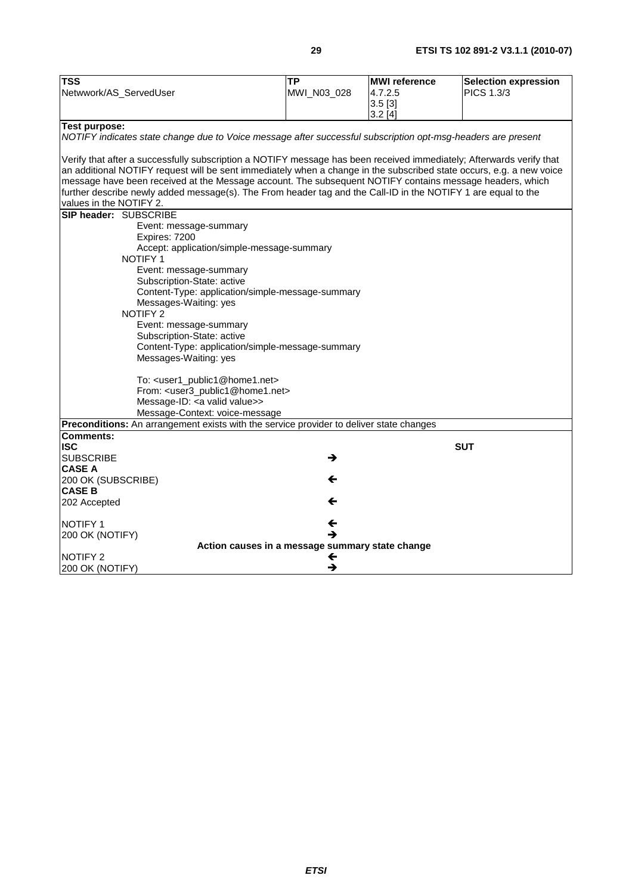| TSS | TP | MWI reference | Selection expression |
|---|---|---|---|
| Netwwork/AS_ServedUser | MWI_N03_028 | 4.7.2.5<br>3.5 [3]<br>3.2 [4] | PICS 1.3/3 |

**Test purpose:**

*NOTIFY indicates state change due to Voice message after successful subscription opt-msg-headers are present*

Verify that after a successfully subscription a NOTIFY message has been received immediately; Afterwards verify that an additional NOTIFY request will be sent immediately when a change in the subscribed state occurs, e.g. a new voice message have been received at the Message account. The subsequent NOTIFY contains message headers, which further describe newly added message(s). The From header tag and the Call-ID in the NOTIFY 1 are equal to the values in the NOTIFY 2.

**SIP header:** SUBSCRIBE

Event: message-summary
Expires: 7200
Accept: application/simple-message-summary

NOTIFY 1

Event: message-summary
Subscription-State: active
Content-Type: application/simple-message-summary
Messages-Waiting: yes

NOTIFY 2

Event: message-summary
Subscription-State: active
Content-Type: application/simple-message-summary
Messages-Waiting: yes

To: <user1_public1@home1.net>
From: <user3_public1@home1.net>
Message-ID: <a valid value>>
Message-Context: voice-message

**Preconditions:** An arrangement exists with the service provider to deliver state changes

**Comments:**

| ISC | | SUT |
|---|---|---|
| SUBSCRIBE | → | |
| **CASE A** | | |
| 200 OK (SUBSCRIBE) | ← | |
| **CASE B** | | |
| 202 Accepted | ← | |
| | | |
| NOTIFY 1 | ← | |
| 200 OK (NOTIFY) | → | |
| **Action causes in a message summary state change** | | |
| NOTIFY 2 | ← | |
| 200 OK (NOTIFY) | → | |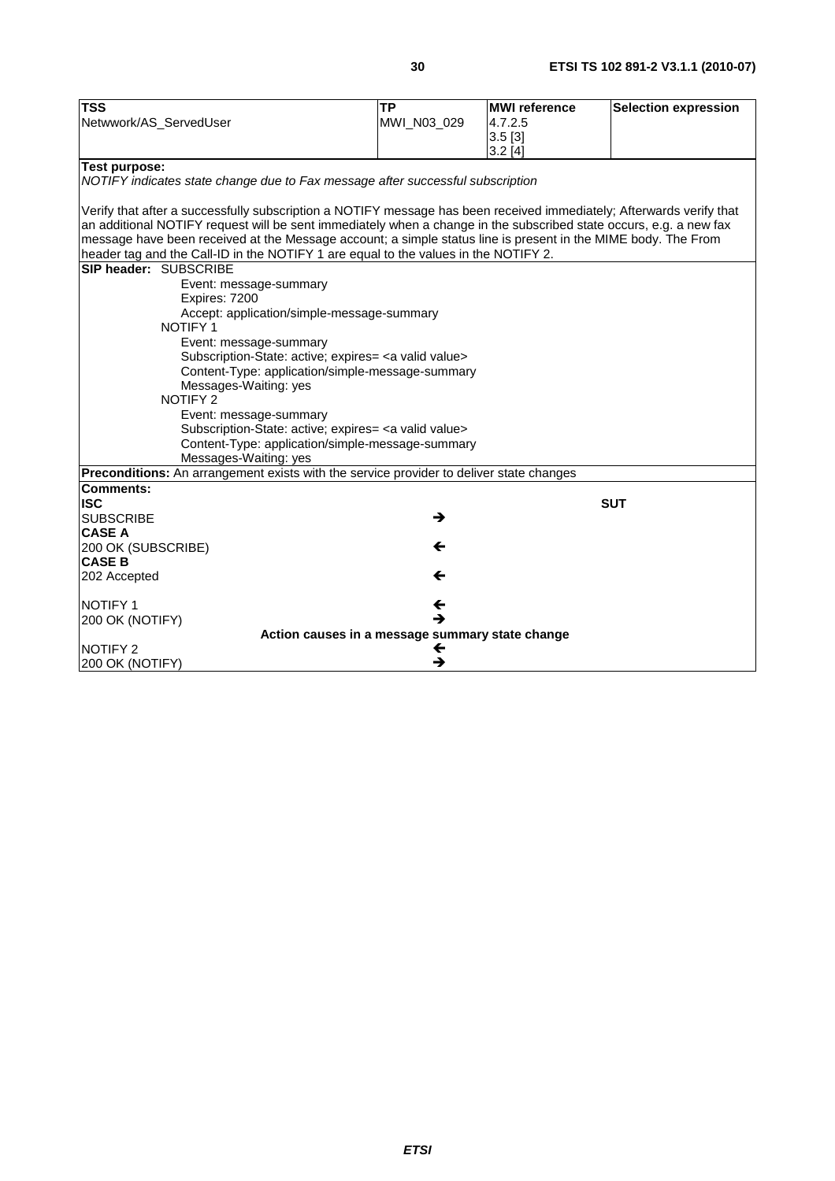| **TSS** | **TP** | **MWI reference** | **Selection expression** |
|---|---|---|---|
| Netwwork/AS_ServedUser | MWI_N03_029 | 4.7.2.5<br>3.5 [3]<br>3.2 [4] | |
| **Test purpose:**<br>*NOTIFY indicates state change due to Fax message after successful subscription*<br><br>Verify that after a successfully subscription a NOTIFY message has been received immediately; Afterwards verify that an additional NOTIFY request will be sent immediately when a change in the subscribed state occurs, e.g. a new fax message have been received at the Message account; a simple status line is present in the MIME body. The From header tag and the Call-ID in the NOTIFY 1 are equal to the values in the NOTIFY 2. | | | |
| **SIP header:** SUBSCRIBE<br>Event: message-summary<br>Expires: 7200<br>Accept: application/simple-message-summary<br>NOTIFY 1<br>Event: message-summary<br>Subscription-State: active; expires= <a valid value><br>Content-Type: application/simple-message-summary<br>Messages-Waiting: yes<br>NOTIFY 2<br>Event: message-summary<br>Subscription-State: active; expires= <a valid value><br>Content-Type: application/simple-message-summary<br>Messages-Waiting: yes | | | |
| **Preconditions:** An arrangement exists with the service provider to deliver state changes | | | |
| **Comments:** | | | |
| **ISC** | | | **SUT** |
| SUBSCRIBE | → | | |
| **CASE A** | | | |
| 200 OK (SUBSCRIBE) | ← | | |
| **CASE B** | | | |
| 202 Accepted | ← | | |
| NOTIFY 1 | ← | | |
| 200 OK (NOTIFY) | → | | |
| **Action causes in a message summary state change** | | | |
| NOTIFY 2 | ← | | |
| 200 OK (NOTIFY) | → | | |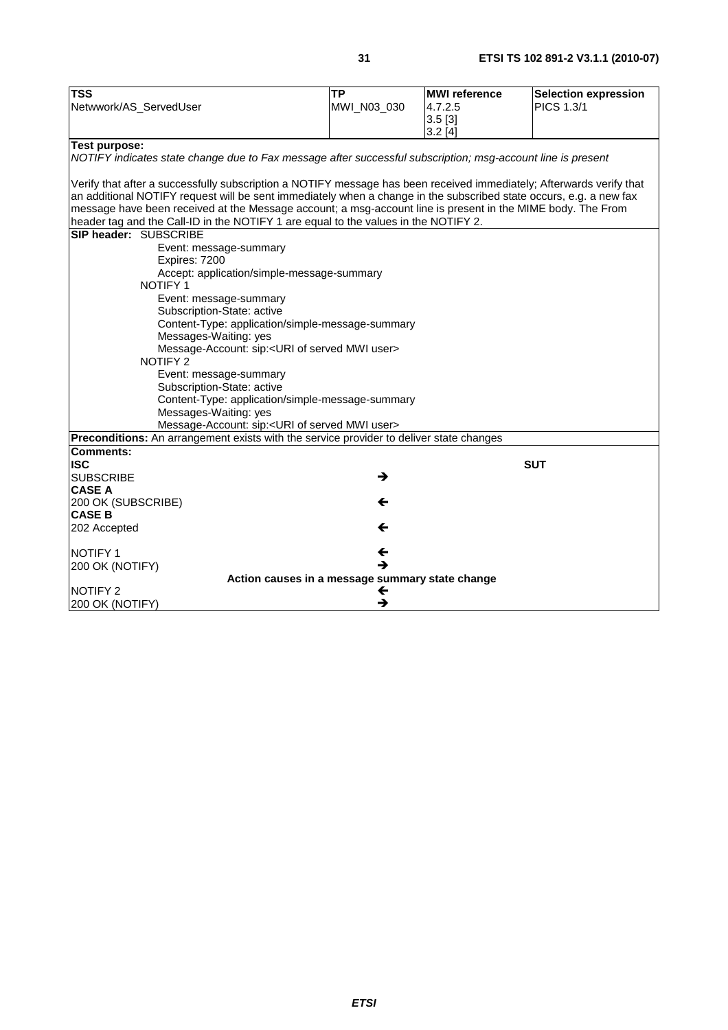| **TSS** | **TP** | **MWI reference** | **Selection expression** |
|---|---|---|---|
| Netwwork/AS_ServedUser | MWI_N03_030 | 4.7.2.5<br>3.5 [3]<br>3.2 [4] | PICS 1.3/1 |
| **Test purpose:**<br>*NOTIFY indicates state change due to Fax message after successful subscription; msg-account line is present*<br><br>Verify that after a successfully subscription a NOTIFY message has been received immediately; Afterwards verify that an additional NOTIFY request will be sent immediately when a change in the subscribed state occurs, e.g. a new fax message have been received at the Message account; a msg-account line is present in the MIME body. The From header tag and the Call-ID in the NOTIFY 1 are equal to the values in the NOTIFY 2. | | | |
| **SIP header:** SUBSCRIBE<br>Event: message-summary<br>Expires: 7200<br>Accept: application/simple-message-summary<br>NOTIFY 1<br>Event: message-summary<br>Subscription-State: active<br>Content-Type: application/simple-message-summary<br>Messages-Waiting: yes<br>Message-Account: sip:<URI of served MWI user><br>NOTIFY 2<br>Event: message-summary<br>Subscription-State: active<br>Content-Type: application/simple-message-summary<br>Messages-Waiting: yes<br>Message-Account: sip:<URI of served MWI user> | | | |
| **Preconditions:** An arrangement exists with the service provider to deliver state changes | | | |
| **Comments:** | | | |
| **ISC** | | | **SUT** |
| SUBSCRIBE | → | | |
| **CASE A** | | | |
| 200 OK (SUBSCRIBE) | ← | | |
| **CASE B** | | | |
| 202 Accepted | ← | | |
| NOTIFY 1 | ← | | |
| 200 OK (NOTIFY) | → | | |
| **Action causes in a message summary state change** | | | |
| NOTIFY 2 | ← | | |
| 200 OK (NOTIFY) | → | | |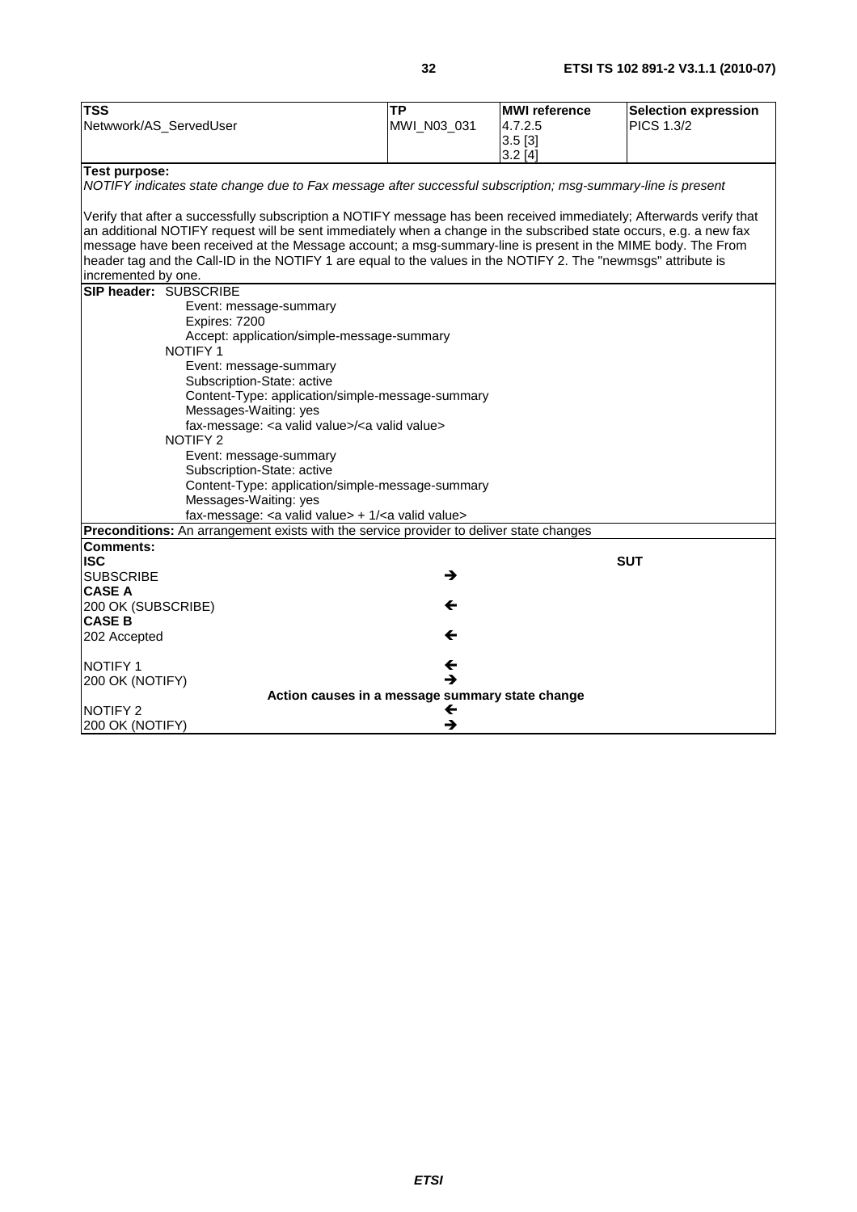| TSS | TP | MWI reference | Selection expression |
|---|---|---|---|
| Netwwork/AS_ServedUser | MWI_N03_031 | 4.7.2.5<br>3.5 [3]<br>3.2 [4] | PICS 1.3/2 |

**Test purpose:**

*NOTIFY indicates state change due to Fax message after successful subscription; msg-summary-line is present*

Verify that after a successfully subscription a NOTIFY message has been received immediately; Afterwards verify that an additional NOTIFY request will be sent immediately when a change in the subscribed state occurs, e.g. a new fax message have been received at the Message account; a msg-summary-line is present in the MIME body. The From header tag and the Call-ID in the NOTIFY 1 are equal to the values in the NOTIFY 2. The "newmsgs" attribute is incremented by one.

**SIP header:** SUBSCRIBE

Event: message-summary
Expires: 7200
Accept: application/simple-message-summary

NOTIFY 1

Event: message-summary
Subscription-State: active
Content-Type: application/simple-message-summary
Messages-Waiting: yes
fax-message: <a valid value>/<a valid value>

NOTIFY 2

Event: message-summary
Subscription-State: active
Content-Type: application/simple-message-summary
Messages-Waiting: yes
fax-message: <a valid value> + 1/<a valid value>

**Preconditions:** An arrangement exists with the service provider to deliver state changes

**Comments:**

| ISC | | SUT |
|---|---|---|
| SUBSCRIBE | → | |
| **CASE A** | | |
| 200 OK (SUBSCRIBE) | ← | |
| **CASE B** | | |
| 202 Accepted | ← | |
| NOTIFY 1 | ← | |
| 200 OK (NOTIFY) | → | |
| | **Action causes in a message summary state change** | |
| NOTIFY 2 | ← | |
| 200 OK (NOTIFY) | → | |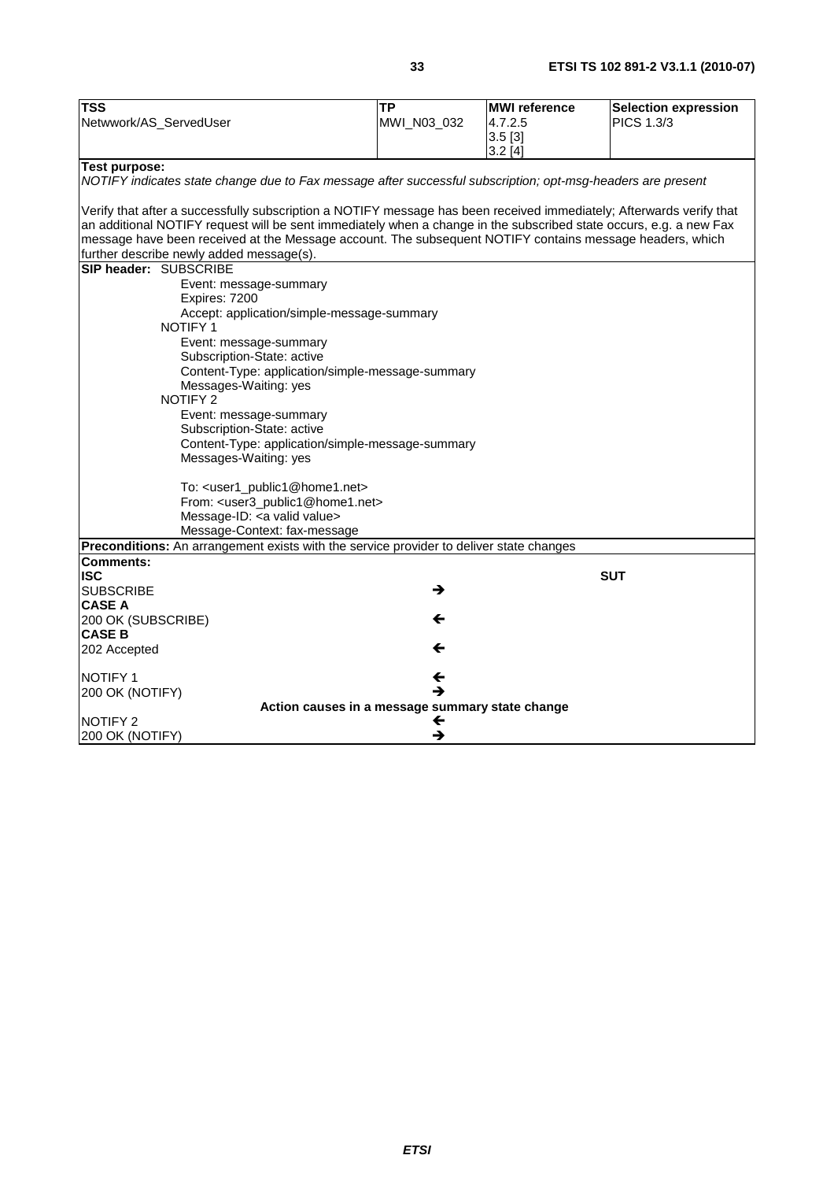| TSS | TP | MWI reference | Selection expression |
|---|---|---|---|
| Netwwork/AS_ServedUser | MWI_N03_032 | 4.7.2.5<br>3.5 [3]<br>3.2 [4] | PICS 1.3/3 |

**Test purpose:**

*NOTIFY indicates state change due to Fax message after successful subscription; opt-msg-headers are present*

Verify that after a successfully subscription a NOTIFY message has been received immediately; Afterwards verify that an additional NOTIFY request will be sent immediately when a change in the subscribed state occurs, e.g. a new Fax message have been received at the Message account. The subsequent NOTIFY contains message headers, which further describe newly added message(s).

**SIP header:** SUBSCRIBE
- Event: message-summary
- Expires: 7200
- Accept: application/simple-message-summary

NOTIFY 1
- Event: message-summary
- Subscription-State: active
- Content-Type: application/simple-message-summary
- Messages-Waiting: yes

NOTIFY 2
- Event: message-summary
- Subscription-State: active
- Content-Type: application/simple-message-summary
- Messages-Waiting: yes

- To: <user1_public1@home1.net>
- From: <user3_public1@home1.net>
- Message-ID: <a valid value>
- Message-Context: fax-message

**Preconditions:** An arrangement exists with the service provider to deliver state changes

**Comments:**

| ISC | | SUT |
|---|---|---|
| SUBSCRIBE | → | |
| **CASE A** | | |
| 200 OK (SUBSCRIBE) | ← | |
| **CASE B** | | |
| 202 Accepted | ← | |
| NOTIFY 1 | ← | |
| 200 OK (NOTIFY) | → | |
| | **Action causes in a message summary state change** | |
| NOTIFY 2 | ← | |
| 200 OK (NOTIFY) | → | |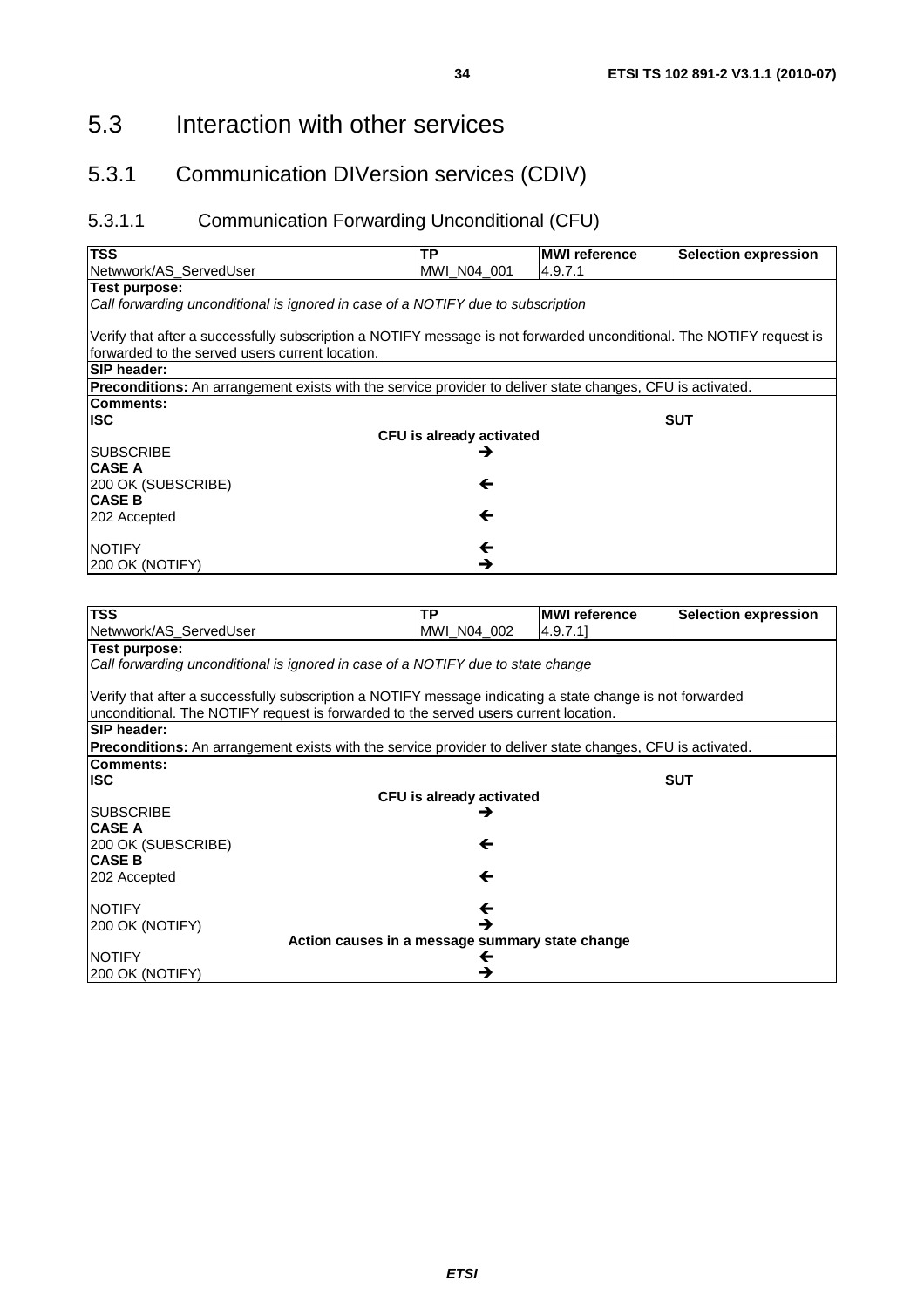# 5.3 Interaction with other services

## 5.3.1 Communication DIVersion services (CDIV)

### 5.3.1.1 Communication Forwarding Unconditional (CFU)

| **TSS** | **TP** | **MWI reference** | **Selection expression** |
|---|---|---|---|
| Netwwork/AS_ServedUser | MWI_N04_001 | 4.9.7.1 | |
| **Test purpose:**<br>*Call forwarding unconditional is ignored in case of a NOTIFY due to subscription*<br><br>Verify that after a successfully subscription a NOTIFY message is not forwarded unconditional. The NOTIFY request is forwarded to the served users current location. | | | |
| **SIP header:** | | | |
| **Preconditions:** An arrangement exists with the service provider to deliver state changes, CFU is activated. | | | |
| **Comments:** | | | |
| **ISC** | | **SUT** | |
| | **CFU is already activated** | | |
| SUBSCRIBE | → | | |
| **CASE A** | | | |
| 200 OK (SUBSCRIBE) | ← | | |
| **CASE B** | | | |
| 202 Accepted | ← | | |
| NOTIFY | ← | | |
| 200 OK (NOTIFY) | → | | |

| **TSS** | **TP** | **MWI reference** | **Selection expression** |
|---|---|---|---|
| Netwwork/AS_ServedUser | MWI_N04_002 | 4.9.7.1] | |
| **Test purpose:**<br>*Call forwarding unconditional is ignored in case of a NOTIFY due to state change*<br><br>Verify that after a successfully subscription a NOTIFY message indicating a state change is not forwarded unconditional. The NOTIFY request is forwarded to the served users current location. | | | |
| **SIP header:** | | | |
| **Preconditions:** An arrangement exists with the service provider to deliver state changes, CFU is activated. | | | |
| **Comments:** | | | |
| **ISC** | | **SUT** | |
| | **CFU is already activated** | | |
| SUBSCRIBE | → | | |
| **CASE A** | | | |
| 200 OK (SUBSCRIBE) | ← | | |
| **CASE B** | | | |
| 202 Accepted | ← | | |
| NOTIFY | ← | | |
| 200 OK (NOTIFY) | → | | |
| | **Action causes in a message summary state change** | | |
| NOTIFY | ← | | |
| 200 OK (NOTIFY) | → | | |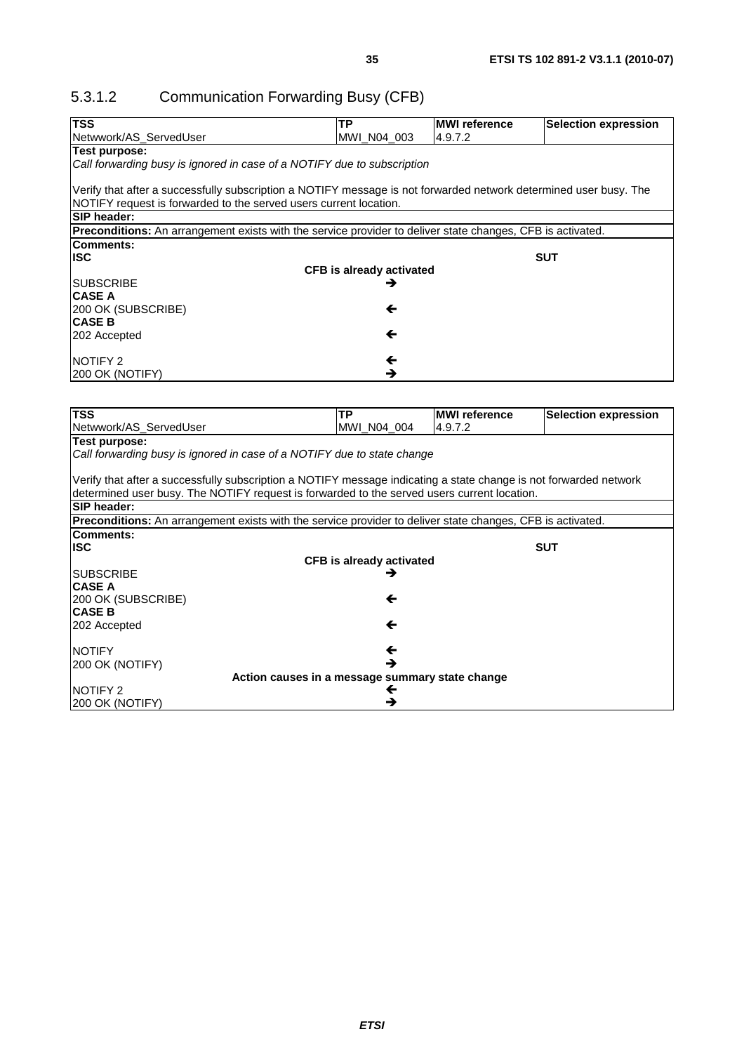### 5.3.1.2 Communication Forwarding Busy (CFB)

| TSS | TP | MWI reference | Selection expression |
|---|---|---|---|
| Netwwork/AS_ServedUser | MWI_N04_003 | 4.9.7.2 | |
| **Test purpose:**<br>*Call forwarding busy is ignored in case of a NOTIFY due to subscription*<br><br>Verify that after a successfully subscription a NOTIFY message is not forwarded network determined user busy. The NOTIFY request is forwarded to the served users current location. | | | |
| **SIP header:** | | | |
| **Preconditions:** An arrangement exists with the service provider to deliver state changes, CFB is activated. | | | |
| **Comments:** | | | |
| **ISC** | | | **SUT** |
| | **CFB is already activated** | | |
| SUBSCRIBE | → | | |
| **CASE A** | | | |
| 200 OK (SUBSCRIBE) | ← | | |
| **CASE B** | | | |
| 202 Accepted | ← | | |
| NOTIFY 2 | ← | | |
| 200 OK (NOTIFY) | → | | |

| TSS | TP | MWI reference | Selection expression |
|---|---|---|---|
| Netwwork/AS_ServedUser | MWI_N04_004 | 4.9.7.2 | |
| **Test purpose:**<br>*Call forwarding busy is ignored in case of a NOTIFY due to state change*<br><br>Verify that after a successfully subscription a NOTIFY message indicating a state change is not forwarded network determined user busy. The NOTIFY request is forwarded to the served users current location. | | | |
| **SIP header:** | | | |
| **Preconditions:** An arrangement exists with the service provider to deliver state changes, CFB is activated. | | | |
| **Comments:** | | | |
| **ISC** | | | **SUT** |
| | **CFB is already activated** | | |
| SUBSCRIBE | → | | |
| **CASE A** | | | |
| 200 OK (SUBSCRIBE) | ← | | |
| **CASE B** | | | |
| 202 Accepted | ← | | |
| NOTIFY | ← | | |
| 200 OK (NOTIFY) | → | | |
| | **Action causes in a message summary state change** | | |
| NOTIFY 2 | ← | | |
| 200 OK (NOTIFY) | → | | |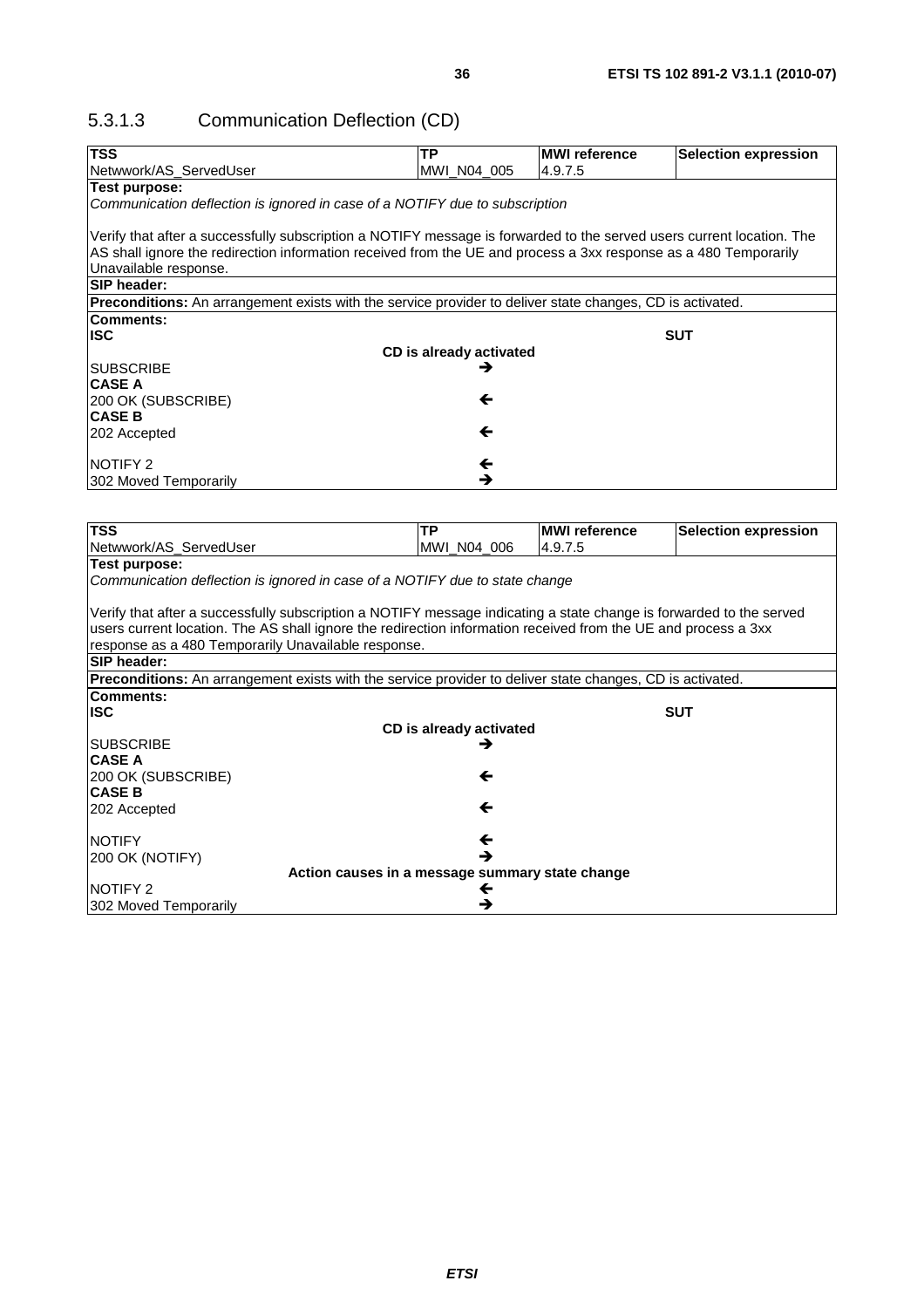### 5.3.1.3 Communication Deflection (CD)

| TSS | TP | MWI reference | Selection expression |
|---|---|---|---|
| Netwwork/AS_ServedUser | MWI_N04_005 | 4.9.7.5 | |
| **Test purpose:** *Communication deflection is ignored in case of a NOTIFY due to subscription* <br><br> Verify that after a successfully subscription a NOTIFY message is forwarded to the served users current location. The AS shall ignore the redirection information received from the UE and process a 3xx response as a 480 Temporarily Unavailable response. | | | |
| **SIP header:** | | | |
| **Preconditions:** An arrangement exists with the service provider to deliver state changes, CD is activated. | | | |
| **Comments:** | | | |
| **ISC** | | **SUT** | |
| | **CD is already activated** | | |
| SUBSCRIBE | → | | |
| **CASE A** | | | |
| 200 OK (SUBSCRIBE) | ← | | |
| **CASE B** | | | |
| 202 Accepted | ← | | |
| NOTIFY 2 | ← | | |
| 302 Moved Temporarily | → | | |

| TSS | TP | MWI reference | Selection expression |
|---|---|---|---|
| Netwwork/AS_ServedUser | MWI_N04_006 | 4.9.7.5 | |
| **Test purpose:** *Communication deflection is ignored in case of a NOTIFY due to state change* <br><br> Verify that after a successfully subscription a NOTIFY message indicating a state change is forwarded to the served users current location. The AS shall ignore the redirection information received from the UE and process a 3xx response as a 480 Temporarily Unavailable response. | | | |
| **SIP header:** | | | |
| **Preconditions:** An arrangement exists with the service provider to deliver state changes, CD is activated. | | | |
| **Comments:** | | | |
| **ISC** | | **SUT** | |
| | **CD is already activated** | | |
| SUBSCRIBE | → | | |
| **CASE A** | | | |
| 200 OK (SUBSCRIBE) | ← | | |
| **CASE B** | | | |
| 202 Accepted | ← | | |
| NOTIFY | ← | | |
| 200 OK (NOTIFY) | → | | |
| | **Action causes in a message summary state change** | | |
| NOTIFY 2 | ← | | |
| 302 Moved Temporarily | → | | |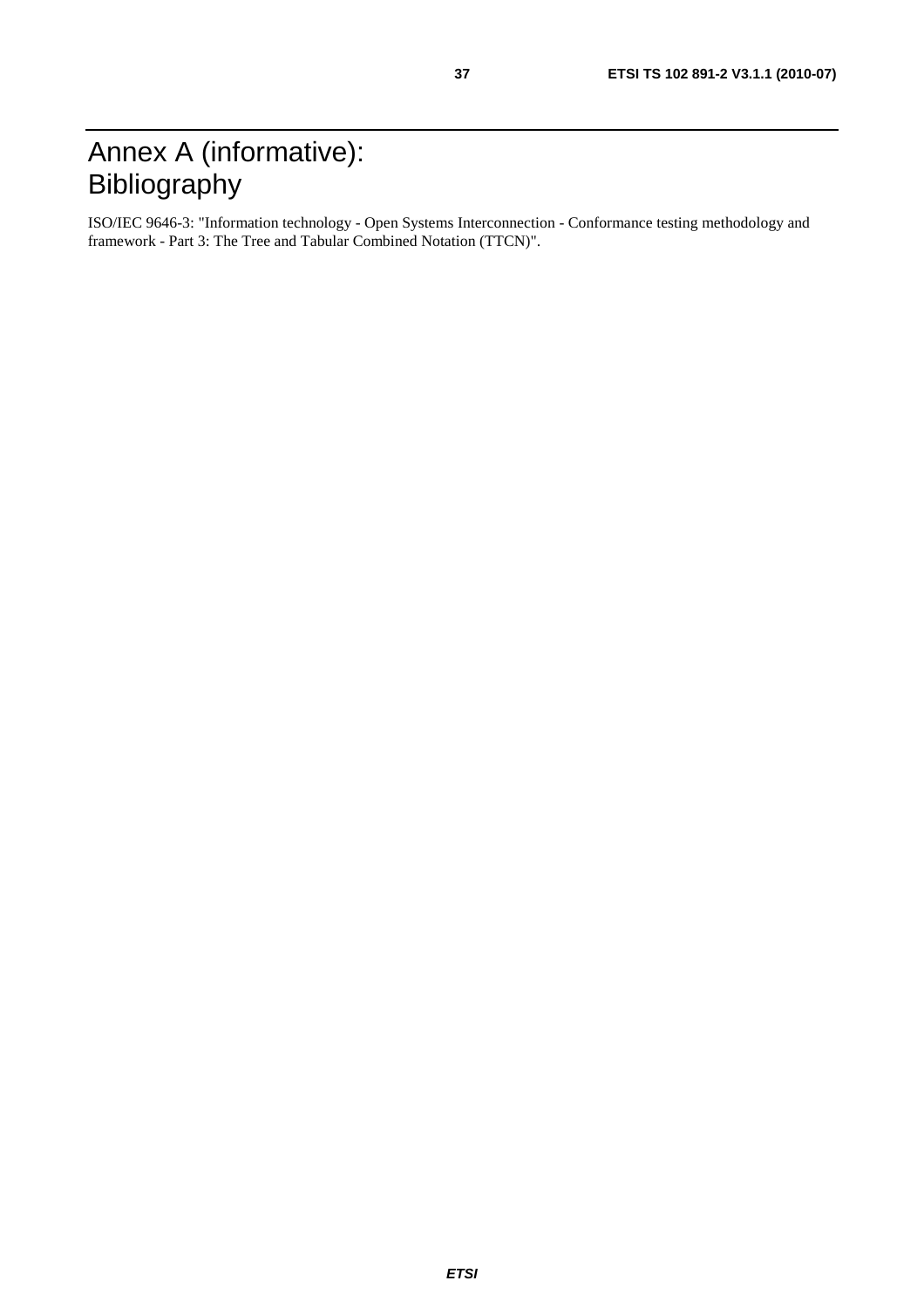# Annex A (informative): Bibliography

ISO/IEC 9646-3: "Information technology - Open Systems Interconnection - Conformance testing methodology and framework - Part 3: The Tree and Tabular Combined Notation (TTCN)".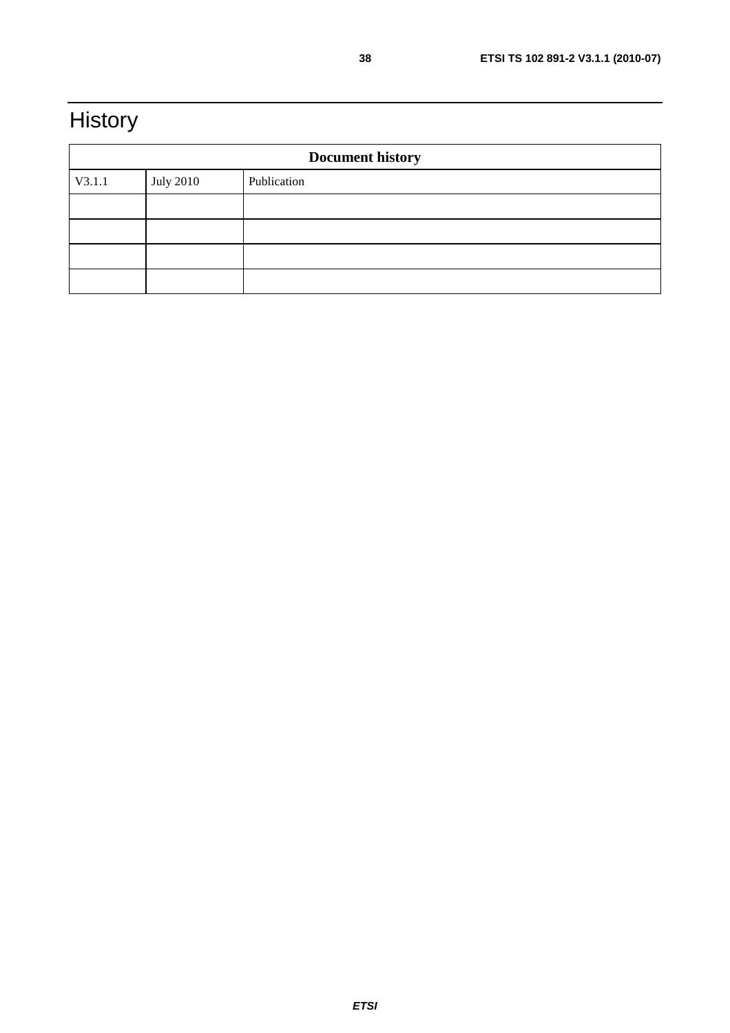# History

| Document history | | |
|---|---|---|
| V3.1.1 | July 2010 | Publication |
| | | |
| | | |
| | | |
| | | |